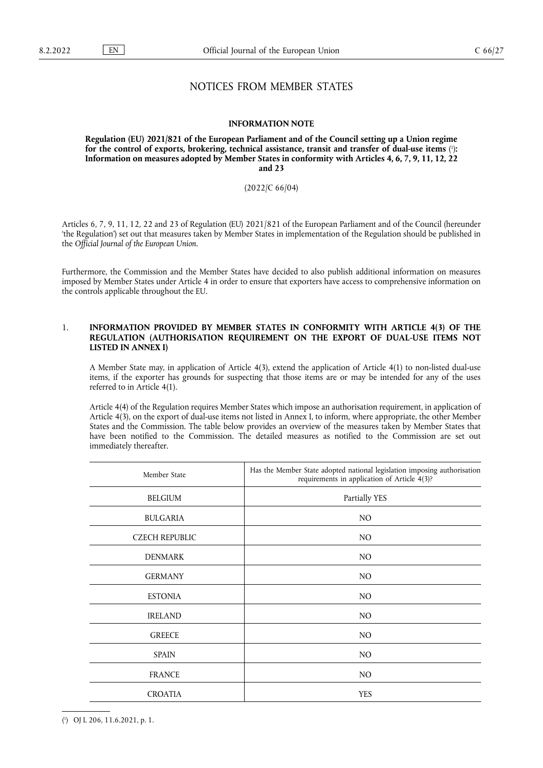# NOTICES FROM MEMBER STATES

## INFORMATION NOTE

**Regulation (EU) 2021/821 of the European Parliament and of the Council setting up a Union regime for the control of exports, brokering, technical assistance, transit and transfer of dual-use items [1]: Information on measures adopted by Member States in conformity with Articles 4, 6, 7, 9, 11, 12, 22 and 23**

(2022/C 66/04)

Articles 6, 7, 9, 11, 12, 22 and 23 of Regulation (EU) 2021/821 of the European Parliament and of the Council (hereunder 'the Regulation') set out that measures taken by Member States in implementation of the Regulation should be published in the *Official Journal of the European Union*.

Furthermore, the Commission and the Member States have decided to also publish additional information on measures imposed by Member States under Article 4 in order to ensure that exporters have access to comprehensive information on the controls applicable throughout the EU.

### 1. INFORMATION PROVIDED BY MEMBER STATES IN CONFORMITY WITH ARTICLE 4(3) OF THE REGULATION (AUTHORISATION REQUIREMENT ON THE EXPORT OF DUAL-USE ITEMS NOT LISTED IN ANNEX I)

A Member State may, in application of Article 4(3), extend the application of Article 4(1) to non-listed dual-use items, if the exporter has grounds for suspecting that those items are or may be intended for any of the uses referred to in Article 4(1).

Article 4(4) of the Regulation requires Member States which impose an authorisation requirement, in application of Article 4(3), on the export of dual-use items not listed in Annex I, to inform, where appropriate, the other Member States and the Commission. The table below provides an overview of the measures taken by Member States that have been notified to the Commission. The detailed measures as notified to the Commission are set out immediately thereafter.

| Member State | Has the Member State adopted national legislation imposing authorisation requirements in application of Article 4(3)? |
|---|---|
| BELGIUM | Partially YES |
| BULGARIA | NO |
| CZECH REPUBLIC | NO |
| DENMARK | NO |
| GERMANY | NO |
| ESTONIA | NO |
| IRELAND | NO |
| GREECE | NO |
| SPAIN | NO |
| FRANCE | NO |
| CROATIA | YES |

[1] OJ L 206, 11.6.2021, p. 1.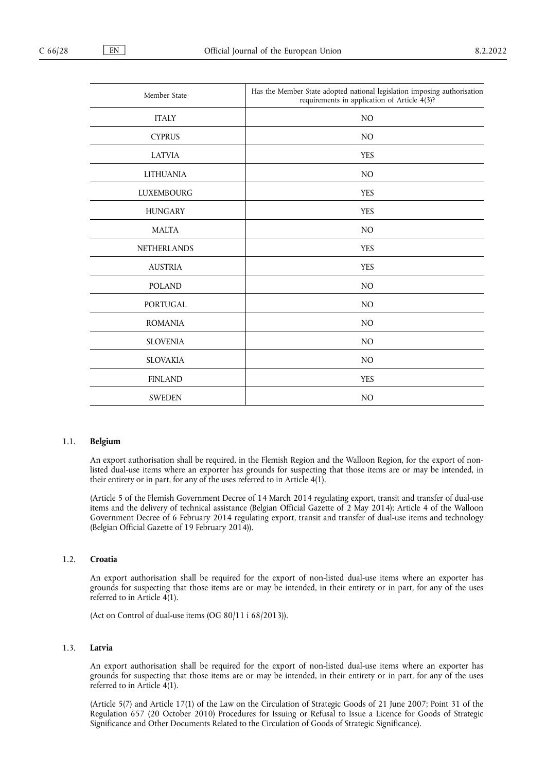| Member State | Has the Member State adopted national legislation imposing authorisation requirements in application of Article 4(3)? |
|---|---|
| ITALY | NO |
| CYPRUS | NO |
| LATVIA | YES |
| LITHUANIA | NO |
| LUXEMBOURG | YES |
| HUNGARY | YES |
| MALTA | NO |
| NETHERLANDS | YES |
| AUSTRIA | YES |
| POLAND | NO |
| PORTUGAL | NO |
| ROMANIA | NO |
| SLOVENIA | NO |
| SLOVAKIA | NO |
| FINLAND | YES |
| SWEDEN | NO |

### 1.1. **Belgium**

An export authorisation shall be required, in the Flemish Region and the Walloon Region, for the export of non-listed dual-use items where an exporter has grounds for suspecting that those items are or may be intended, in their entirety or in part, for any of the uses referred to in Article 4(1).

(Article 5 of the Flemish Government Decree of 14 March 2014 regulating export, transit and transfer of dual-use items and the delivery of technical assistance (Belgian Official Gazette of 2 May 2014); Article 4 of the Walloon Government Decree of 6 February 2014 regulating export, transit and transfer of dual-use items and technology (Belgian Official Gazette of 19 February 2014)).

### 1.2. **Croatia**

An export authorisation shall be required for the export of non-listed dual-use items where an exporter has grounds for suspecting that those items are or may be intended, in their entirety or in part, for any of the uses referred to in Article 4(1).

(Act on Control of dual-use items (OG 80/11 i 68/2013)).

### 1.3. **Latvia**

An export authorisation shall be required for the export of non-listed dual-use items where an exporter has grounds for suspecting that those items are or may be intended, in their entirety or in part, for any of the uses referred to in Article 4(1).

(Article 5(7) and Article 17(1) of the Law on the Circulation of Strategic Goods of 21 June 2007; Point 31 of the Regulation 657 (20 October 2010) Procedures for Issuing or Refusal to Issue a Licence for Goods of Strategic Significance and Other Documents Related to the Circulation of Goods of Strategic Significance).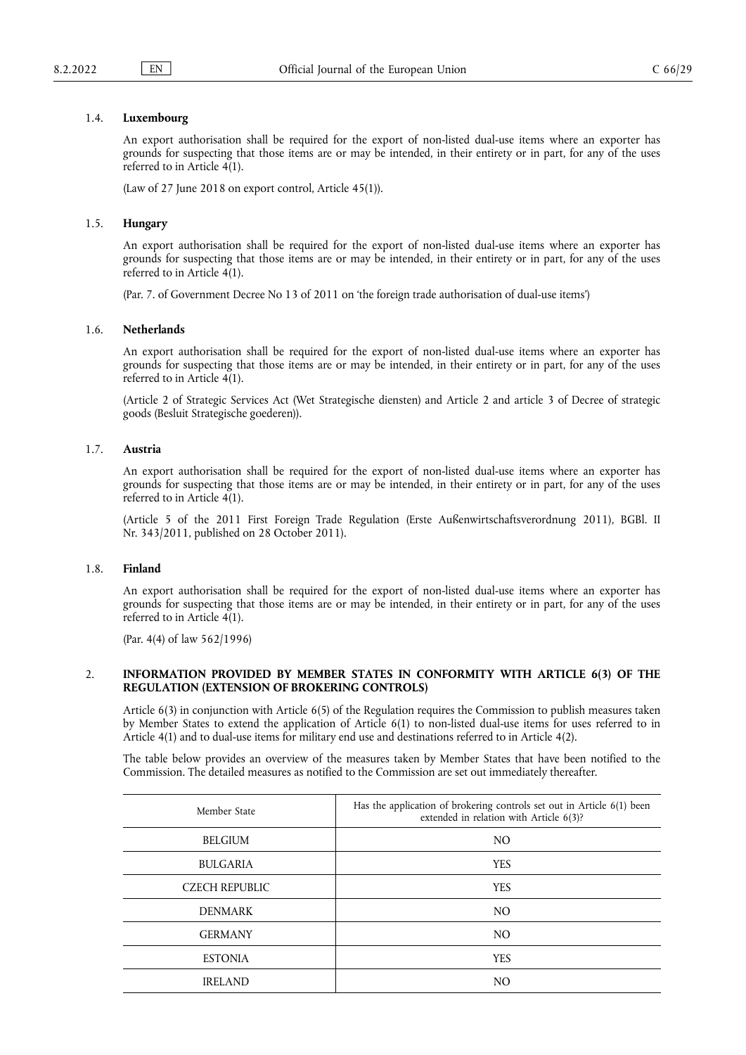### 1.4. **Luxembourg**

An export authorisation shall be required for the export of non-listed dual-use items where an exporter has grounds for suspecting that those items are or may be intended, in their entirety or in part, for any of the uses referred to in Article 4(1).

(Law of 27 June 2018 on export control, Article 45(1)).

### 1.5. **Hungary**

An export authorisation shall be required for the export of non-listed dual-use items where an exporter has grounds for suspecting that those items are or may be intended, in their entirety or in part, for any of the uses referred to in Article 4(1).

(Par. 7. of Government Decree No 13 of 2011 on 'the foreign trade authorisation of dual-use items')

### 1.6. **Netherlands**

An export authorisation shall be required for the export of non-listed dual-use items where an exporter has grounds for suspecting that those items are or may be intended, in their entirety or in part, for any of the uses referred to in Article 4(1).

(Article 2 of Strategic Services Act (Wet Strategische diensten) and Article 2 and article 3 of Decree of strategic goods (Besluit Strategische goederen)).

### 1.7. **Austria**

An export authorisation shall be required for the export of non-listed dual-use items where an exporter has grounds for suspecting that those items are or may be intended, in their entirety or in part, for any of the uses referred to in Article 4(1).

(Article 5 of the 2011 First Foreign Trade Regulation (Erste Außenwirtschaftsverordnung 2011), BGBl. II Nr. 343/2011, published on 28 October 2011).

### 1.8. **Finland**

An export authorisation shall be required for the export of non-listed dual-use items where an exporter has grounds for suspecting that those items are or may be intended, in their entirety or in part, for any of the uses referred to in Article 4(1).

(Par. 4(4) of law 562/1996)

## 2. **INFORMATION PROVIDED BY MEMBER STATES IN CONFORMITY WITH ARTICLE 6(3) OF THE REGULATION (EXTENSION OF BROKERING CONTROLS)**

Article 6(3) in conjunction with Article 6(5) of the Regulation requires the Commission to publish measures taken by Member States to extend the application of Article 6(1) to non-listed dual-use items for uses referred to in Article 4(1) and to dual-use items for military end use and destinations referred to in Article 4(2).

The table below provides an overview of the measures taken by Member States that have been notified to the Commission. The detailed measures as notified to the Commission are set out immediately thereafter.

| Member State | Has the application of brokering controls set out in Article 6(1) been extended in relation with Article 6(3)? |
|---|---|
| BELGIUM | NO |
| BULGARIA | YES |
| CZECH REPUBLIC | YES |
| DENMARK | NO |
| GERMANY | NO |
| ESTONIA | YES |
| IRELAND | NO |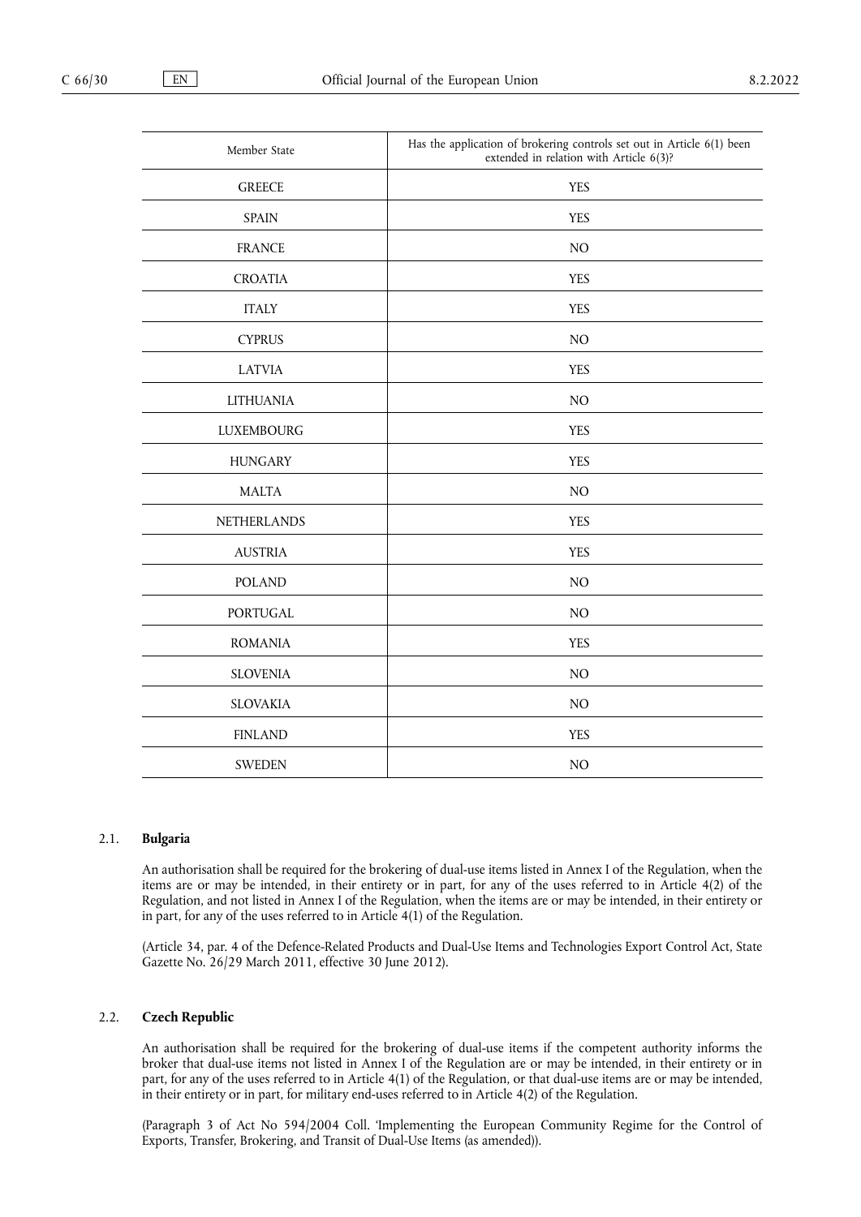| Member State | Has the application of brokering controls set out in Article 6(1) been extended in relation with Article 6(3)? |
|---|---|
| GREECE | YES |
| SPAIN | YES |
| FRANCE | NO |
| CROATIA | YES |
| ITALY | YES |
| CYPRUS | NO |
| LATVIA | YES |
| LITHUANIA | NO |
| LUXEMBOURG | YES |
| HUNGARY | YES |
| MALTA | NO |
| NETHERLANDS | YES |
| AUSTRIA | YES |
| POLAND | NO |
| PORTUGAL | NO |
| ROMANIA | YES |
| SLOVENIA | NO |
| SLOVAKIA | NO |
| FINLAND | YES |
| SWEDEN | NO |

### 2.1. **Bulgaria**

An authorisation shall be required for the brokering of dual-use items listed in Annex I of the Regulation, when the items are or may be intended, in their entirety or in part, for any of the uses referred to in Article 4(2) of the Regulation, and not listed in Annex I of the Regulation, when the items are or may be intended, in their entirety or in part, for any of the uses referred to in Article 4(1) of the Regulation.

(Article 34, par. 4 of the Defence-Related Products and Dual-Use Items and Technologies Export Control Act, State Gazette No. 26/29 March 2011, effective 30 June 2012).

### 2.2. **Czech Republic**

An authorisation shall be required for the brokering of dual-use items if the competent authority informs the broker that dual-use items not listed in Annex I of the Regulation are or may be intended, in their entirety or in part, for any of the uses referred to in Article 4(1) of the Regulation, or that dual-use items are or may be intended, in their entirety or in part, for military end-uses referred to in Article 4(2) of the Regulation.

(Paragraph 3 of Act No 594/2004 Coll. 'Implementing the European Community Regime for the Control of Exports, Transfer, Brokering, and Transit of Dual-Use Items (as amended)).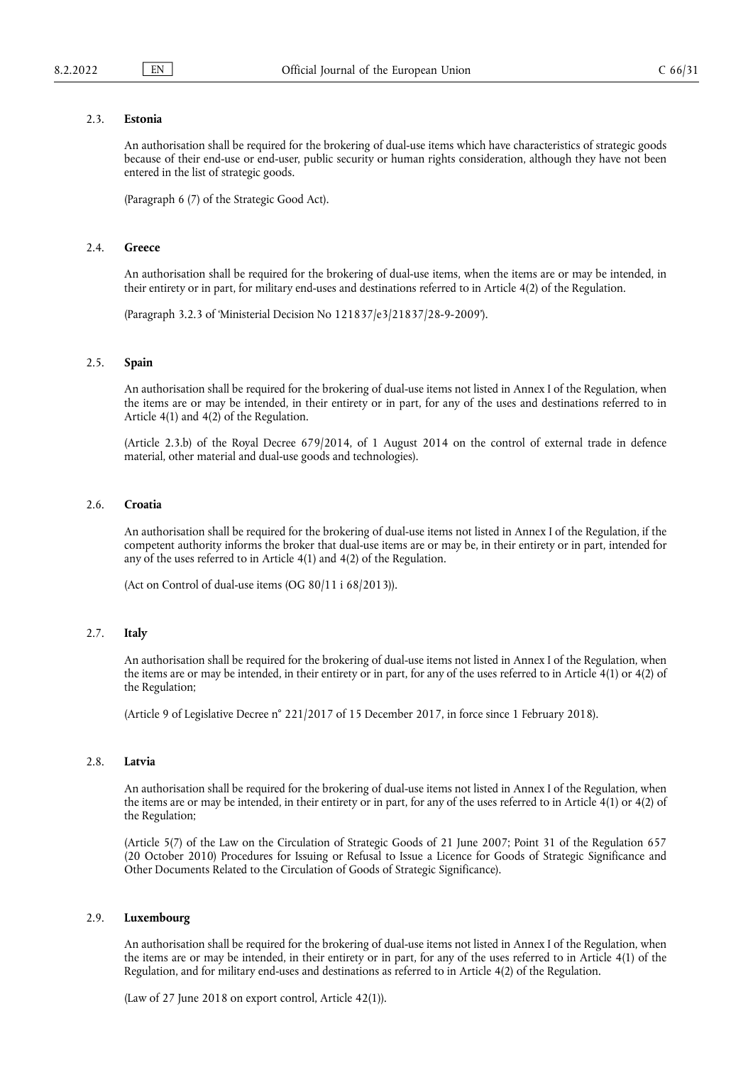### 2.3. **Estonia**

An authorisation shall be required for the brokering of dual-use items which have characteristics of strategic goods because of their end-use or end-user, public security or human rights consideration, although they have not been entered in the list of strategic goods.

(Paragraph 6 (7) of the Strategic Good Act).

### 2.4. **Greece**

An authorisation shall be required for the brokering of dual-use items, when the items are or may be intended, in their entirety or in part, for military end-uses and destinations referred to in Article 4(2) of the Regulation.

(Paragraph 3.2.3 of 'Ministerial Decision No 121837/e3/21837/28-9-2009').

### 2.5. **Spain**

An authorisation shall be required for the brokering of dual-use items not listed in Annex I of the Regulation, when the items are or may be intended, in their entirety or in part, for any of the uses and destinations referred to in Article 4(1) and 4(2) of the Regulation.

(Article 2.3.b) of the Royal Decree 679/2014, of 1 August 2014 on the control of external trade in defence material, other material and dual-use goods and technologies).

### 2.6. **Croatia**

An authorisation shall be required for the brokering of dual-use items not listed in Annex I of the Regulation, if the competent authority informs the broker that dual-use items are or may be, in their entirety or in part, intended for any of the uses referred to in Article 4(1) and 4(2) of the Regulation.

(Act on Control of dual-use items (OG 80/11 i 68/2013)).

### 2.7. **Italy**

An authorisation shall be required for the brokering of dual-use items not listed in Annex I of the Regulation, when the items are or may be intended, in their entirety or in part, for any of the uses referred to in Article 4(1) or 4(2) of the Regulation;

(Article 9 of Legislative Decree n° 221/2017 of 15 December 2017, in force since 1 February 2018).

### 2.8. **Latvia**

An authorisation shall be required for the brokering of dual-use items not listed in Annex I of the Regulation, when the items are or may be intended, in their entirety or in part, for any of the uses referred to in Article 4(1) or 4(2) of the Regulation;

(Article 5(7) of the Law on the Circulation of Strategic Goods of 21 June 2007; Point 31 of the Regulation 657 (20 October 2010) Procedures for Issuing or Refusal to Issue a Licence for Goods of Strategic Significance and Other Documents Related to the Circulation of Goods of Strategic Significance).

### 2.9. **Luxembourg**

An authorisation shall be required for the brokering of dual-use items not listed in Annex I of the Regulation, when the items are or may be intended, in their entirety or in part, for any of the uses referred to in Article 4(1) of the Regulation, and for military end-uses and destinations as referred to in Article 4(2) of the Regulation.

(Law of 27 June 2018 on export control, Article 42(1)).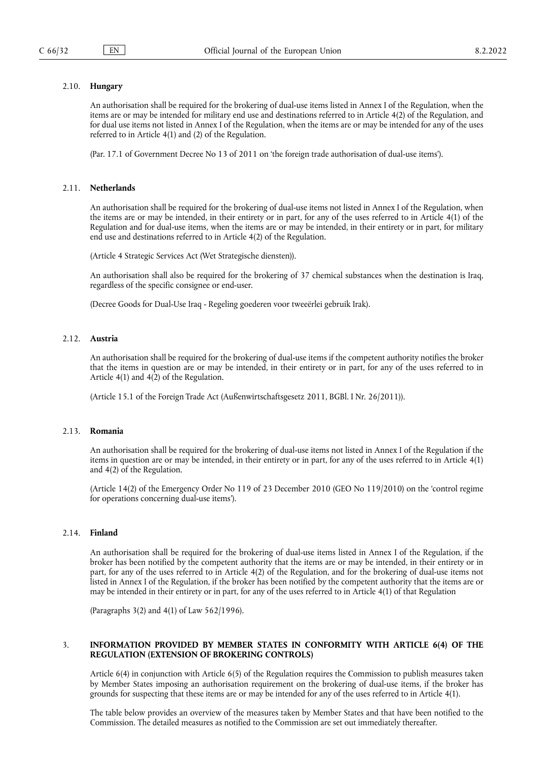### 2.10. **Hungary**

An authorisation shall be required for the brokering of dual-use items listed in Annex I of the Regulation, when the items are or may be intended for military end use and destinations referred to in Article 4(2) of the Regulation, and for dual use items not listed in Annex I of the Regulation, when the items are or may be intended for any of the uses referred to in Article 4(1) and (2) of the Regulation.

(Par. 17.1 of Government Decree No 13 of 2011 on 'the foreign trade authorisation of dual-use items').

### 2.11. **Netherlands**

An authorisation shall be required for the brokering of dual-use items not listed in Annex I of the Regulation, when the items are or may be intended, in their entirety or in part, for any of the uses referred to in Article 4(1) of the Regulation and for dual-use items, when the items are or may be intended, in their entirety or in part, for military end use and destinations referred to in Article 4(2) of the Regulation.

(Article 4 Strategic Services Act (Wet Strategische diensten)).

An authorisation shall also be required for the brokering of 37 chemical substances when the destination is Iraq, regardless of the specific consignee or end-user.

(Decree Goods for Dual-Use Iraq - Regeling goederen voor tweeërlei gebruik Irak).

### 2.12. **Austria**

An authorisation shall be required for the brokering of dual-use items if the competent authority notifies the broker that the items in question are or may be intended, in their entirety or in part, for any of the uses referred to in Article 4(1) and 4(2) of the Regulation.

(Article 15.1 of the Foreign Trade Act (Außenwirtschaftsgesetz 2011, BGBl. I Nr. 26/2011)).

### 2.13. **Romania**

An authorisation shall be required for the brokering of dual-use items not listed in Annex I of the Regulation if the items in question are or may be intended, in their entirety or in part, for any of the uses referred to in Article 4(1) and 4(2) of the Regulation.

(Article 14(2) of the Emergency Order No 119 of 23 December 2010 (GEO No 119/2010) on the 'control regime for operations concerning dual-use items').

### 2.14. **Finland**

An authorisation shall be required for the brokering of dual-use items listed in Annex I of the Regulation, if the broker has been notified by the competent authority that the items are or may be intended, in their entirety or in part, for any of the uses referred to in Article 4(2) of the Regulation, and for the brokering of dual-use items not listed in Annex I of the Regulation, if the broker has been notified by the competent authority that the items are or may be intended in their entirety or in part, for any of the uses referred to in Article 4(1) of that Regulation

(Paragraphs 3(2) and 4(1) of Law 562/1996).

## 3. **INFORMATION PROVIDED BY MEMBER STATES IN CONFORMITY WITH ARTICLE 6(4) OF THE REGULATION (EXTENSION OF BROKERING CONTROLS)**

Article 6(4) in conjunction with Article 6(5) of the Regulation requires the Commission to publish measures taken by Member States imposing an authorisation requirement on the brokering of dual-use items, if the broker has grounds for suspecting that these items are or may be intended for any of the uses referred to in Article 4(1).

The table below provides an overview of the measures taken by Member States and that have been notified to the Commission. The detailed measures as notified to the Commission are set out immediately thereafter.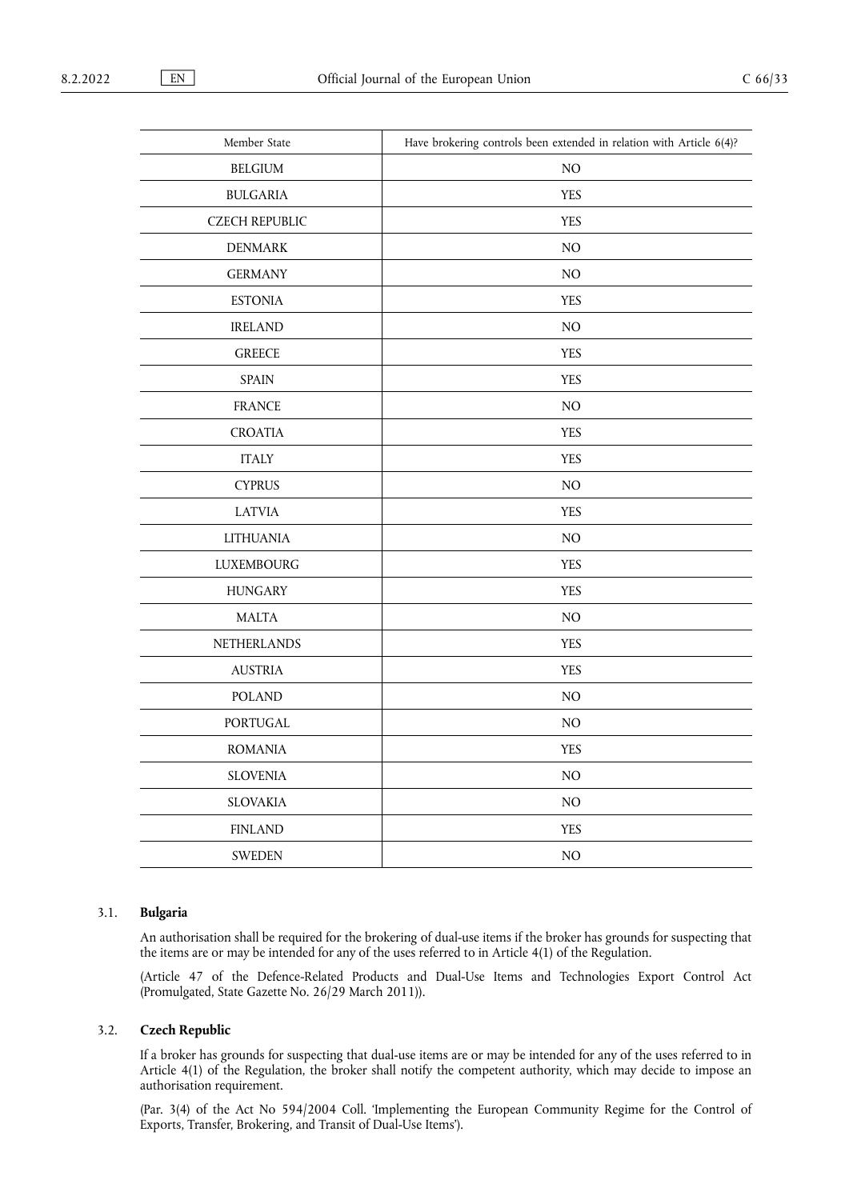| Member State | Have brokering controls been extended in relation with Article 6(4)? |
|---|---|
| BELGIUM | NO |
| BULGARIA | YES |
| CZECH REPUBLIC | YES |
| DENMARK | NO |
| GERMANY | NO |
| ESTONIA | YES |
| IRELAND | NO |
| GREECE | YES |
| SPAIN | YES |
| FRANCE | NO |
| CROATIA | YES |
| ITALY | YES |
| CYPRUS | NO |
| LATVIA | YES |
| LITHUANIA | NO |
| LUXEMBOURG | YES |
| HUNGARY | YES |
| MALTA | NO |
| NETHERLANDS | YES |
| AUSTRIA | YES |
| POLAND | NO |
| PORTUGAL | NO |
| ROMANIA | YES |
| SLOVENIA | NO |
| SLOVAKIA | NO |
| FINLAND | YES |
| SWEDEN | NO |

### 3.1. **Bulgaria**

An authorisation shall be required for the brokering of dual-use items if the broker has grounds for suspecting that the items are or may be intended for any of the uses referred to in Article 4(1) of the Regulation.

(Article 47 of the Defence-Related Products and Dual-Use Items and Technologies Export Control Act (Promulgated, State Gazette No. 26/29 March 2011)).

### 3.2. **Czech Republic**

If a broker has grounds for suspecting that dual-use items are or may be intended for any of the uses referred to in Article 4(1) of the Regulation, the broker shall notify the competent authority, which may decide to impose an authorisation requirement.

(Par. 3(4) of the Act No 594/2004 Coll. 'Implementing the European Community Regime for the Control of Exports, Transfer, Brokering, and Transit of Dual-Use Items').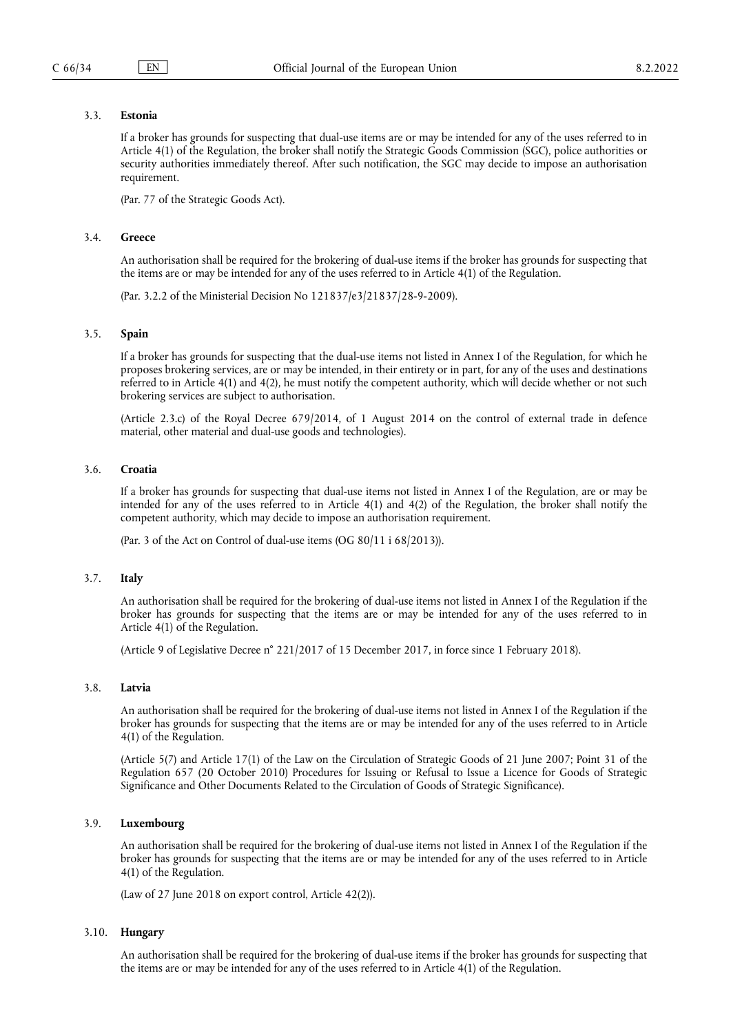### 3.3. **Estonia**

If a broker has grounds for suspecting that dual-use items are or may be intended for any of the uses referred to in Article 4(1) of the Regulation, the broker shall notify the Strategic Goods Commission (SGC), police authorities or security authorities immediately thereof. After such notification, the SGC may decide to impose an authorisation requirement.

(Par. 77 of the Strategic Goods Act).

### 3.4. **Greece**

An authorisation shall be required for the brokering of dual-use items if the broker has grounds for suspecting that the items are or may be intended for any of the uses referred to in Article 4(1) of the Regulation.

(Par. 3.2.2 of the Ministerial Decision No 121837/e3/21837/28-9-2009).

### 3.5. **Spain**

If a broker has grounds for suspecting that the dual-use items not listed in Annex I of the Regulation, for which he proposes brokering services, are or may be intended, in their entirety or in part, for any of the uses and destinations referred to in Article 4(1) and 4(2), he must notify the competent authority, which will decide whether or not such brokering services are subject to authorisation.

(Article 2.3.c) of the Royal Decree 679/2014, of 1 August 2014 on the control of external trade in defence material, other material and dual-use goods and technologies).

### 3.6. **Croatia**

If a broker has grounds for suspecting that dual-use items not listed in Annex I of the Regulation, are or may be intended for any of the uses referred to in Article 4(1) and 4(2) of the Regulation, the broker shall notify the competent authority, which may decide to impose an authorisation requirement.

(Par. 3 of the Act on Control of dual-use items (OG 80/11 i 68/2013)).

### 3.7. **Italy**

An authorisation shall be required for the brokering of dual-use items not listed in Annex I of the Regulation if the broker has grounds for suspecting that the items are or may be intended for any of the uses referred to in Article 4(1) of the Regulation.

(Article 9 of Legislative Decree n° 221/2017 of 15 December 2017, in force since 1 February 2018).

### 3.8. **Latvia**

An authorisation shall be required for the brokering of dual-use items not listed in Annex I of the Regulation if the broker has grounds for suspecting that the items are or may be intended for any of the uses referred to in Article 4(1) of the Regulation.

(Article 5(7) and Article 17(1) of the Law on the Circulation of Strategic Goods of 21 June 2007; Point 31 of the Regulation 657 (20 October 2010) Procedures for Issuing or Refusal to Issue a Licence for Goods of Strategic Significance and Other Documents Related to the Circulation of Goods of Strategic Significance).

### 3.9. **Luxembourg**

An authorisation shall be required for the brokering of dual-use items not listed in Annex I of the Regulation if the broker has grounds for suspecting that the items are or may be intended for any of the uses referred to in Article 4(1) of the Regulation.

(Law of 27 June 2018 on export control, Article 42(2)).

### 3.10. **Hungary**

An authorisation shall be required for the brokering of dual-use items if the broker has grounds for suspecting that the items are or may be intended for any of the uses referred to in Article 4(1) of the Regulation.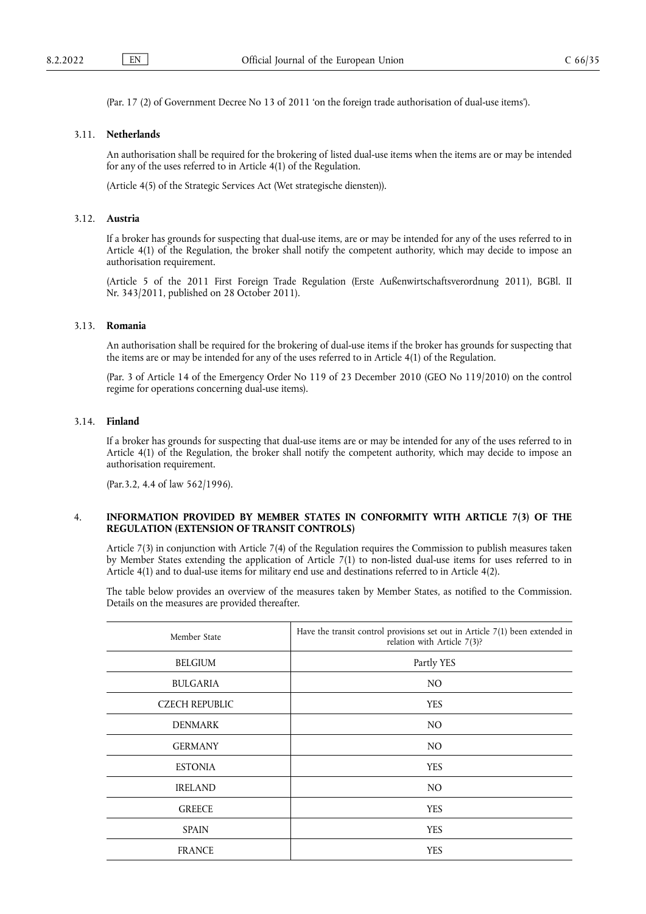(Par. 17 (2) of Government Decree No 13 of 2011 'on the foreign trade authorisation of dual-use items').

### 3.11. **Netherlands**

An authorisation shall be required for the brokering of listed dual-use items when the items are or may be intended for any of the uses referred to in Article 4(1) of the Regulation.

(Article 4(5) of the Strategic Services Act (Wet strategische diensten)).

### 3.12. **Austria**

If a broker has grounds for suspecting that dual-use items, are or may be intended for any of the uses referred to in Article 4(1) of the Regulation, the broker shall notify the competent authority, which may decide to impose an authorisation requirement.

(Article 5 of the 2011 First Foreign Trade Regulation (Erste Außenwirtschaftsverordnung 2011), BGBl. II Nr. 343/2011, published on 28 October 2011).

### 3.13. **Romania**

An authorisation shall be required for the brokering of dual-use items if the broker has grounds for suspecting that the items are or may be intended for any of the uses referred to in Article 4(1) of the Regulation.

(Par. 3 of Article 14 of the Emergency Order No 119 of 23 December 2010 (GEO No 119/2010) on the control regime for operations concerning dual-use items).

### 3.14. **Finland**

If a broker has grounds for suspecting that dual-use items are or may be intended for any of the uses referred to in Article 4(1) of the Regulation, the broker shall notify the competent authority, which may decide to impose an authorisation requirement.

(Par.3.2, 4.4 of law 562/1996).

## 4. **INFORMATION PROVIDED BY MEMBER STATES IN CONFORMITY WITH ARTICLE 7(3) OF THE REGULATION (EXTENSION OF TRANSIT CONTROLS)**

Article 7(3) in conjunction with Article 7(4) of the Regulation requires the Commission to publish measures taken by Member States extending the application of Article 7(1) to non-listed dual-use items for uses referred to in Article 4(1) and to dual-use items for military end use and destinations referred to in Article 4(2).

The table below provides an overview of the measures taken by Member States, as notified to the Commission. Details on the measures are provided thereafter.

| Member State | Have the transit control provisions set out in Article 7(1) been extended in relation with Article 7(3)? |
|---|---|
| BELGIUM | Partly YES |
| BULGARIA | NO |
| CZECH REPUBLIC | YES |
| DENMARK | NO |
| GERMANY | NO |
| ESTONIA | YES |
| IRELAND | NO |
| GREECE | YES |
| SPAIN | YES |
| FRANCE | YES |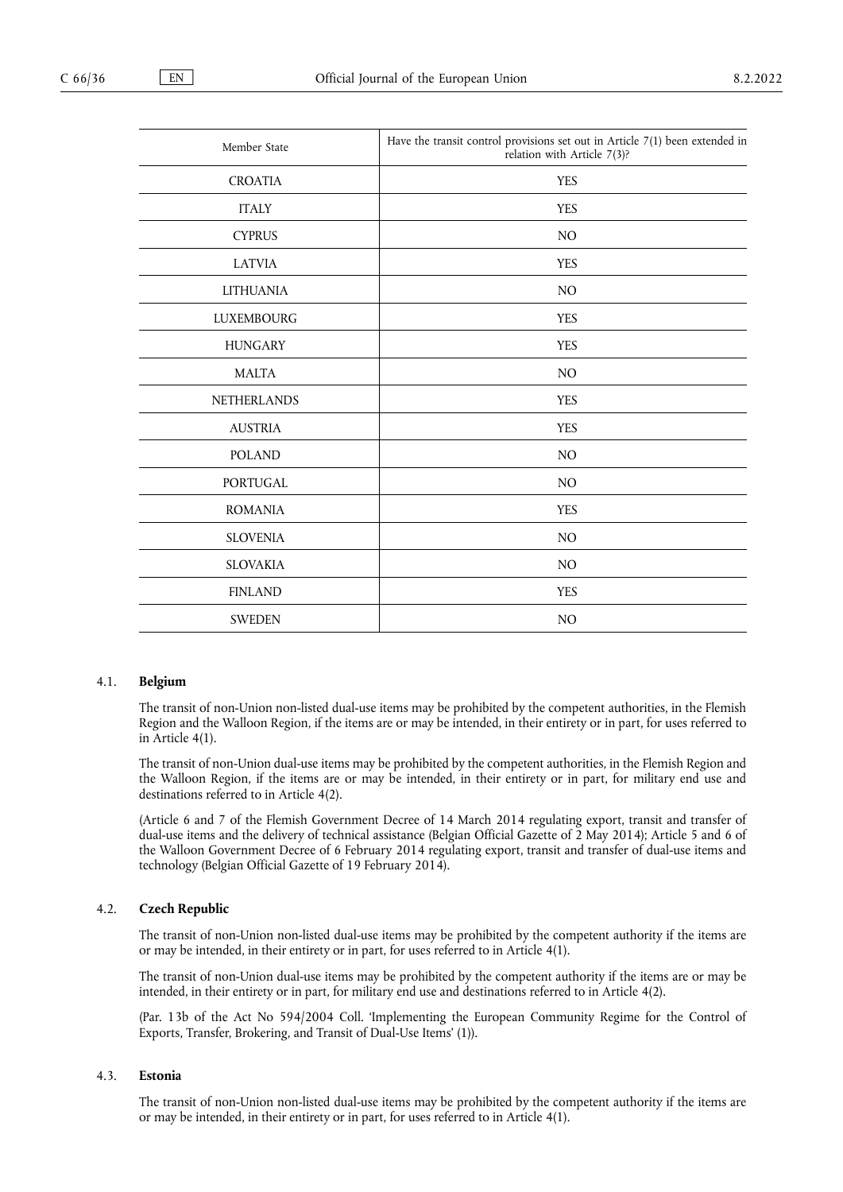| Member State | Have the transit control provisions set out in Article 7(1) been extended in relation with Article 7(3)? |
|---|---|
| CROATIA | YES |
| ITALY | YES |
| CYPRUS | NO |
| LATVIA | YES |
| LITHUANIA | NO |
| LUXEMBOURG | YES |
| HUNGARY | YES |
| MALTA | NO |
| NETHERLANDS | YES |
| AUSTRIA | YES |
| POLAND | NO |
| PORTUGAL | NO |
| ROMANIA | YES |
| SLOVENIA | NO |
| SLOVAKIA | NO |
| FINLAND | YES |
| SWEDEN | NO |

### 4.1. **Belgium**

The transit of non-Union non-listed dual-use items may be prohibited by the competent authorities, in the Flemish Region and the Walloon Region, if the items are or may be intended, in their entirety or in part, for uses referred to in Article 4(1).

The transit of non-Union dual-use items may be prohibited by the competent authorities, in the Flemish Region and the Walloon Region, if the items are or may be intended, in their entirety or in part, for military end use and destinations referred to in Article 4(2).

(Article 6 and 7 of the Flemish Government Decree of 14 March 2014 regulating export, transit and transfer of dual-use items and the delivery of technical assistance (Belgian Official Gazette of 2 May 2014); Article 5 and 6 of the Walloon Government Decree of 6 February 2014 regulating export, transit and transfer of dual-use items and technology (Belgian Official Gazette of 19 February 2014).

### 4.2. **Czech Republic**

The transit of non-Union non-listed dual-use items may be prohibited by the competent authority if the items are or may be intended, in their entirety or in part, for uses referred to in Article 4(1).

The transit of non-Union dual-use items may be prohibited by the competent authority if the items are or may be intended, in their entirety or in part, for military end use and destinations referred to in Article 4(2).

(Par. 13b of the Act No 594/2004 Coll. 'Implementing the European Community Regime for the Control of Exports, Transfer, Brokering, and Transit of Dual-Use Items' (1)).

### 4.3. **Estonia**

The transit of non-Union non-listed dual-use items may be prohibited by the competent authority if the items are or may be intended, in their entirety or in part, for uses referred to in Article 4(1).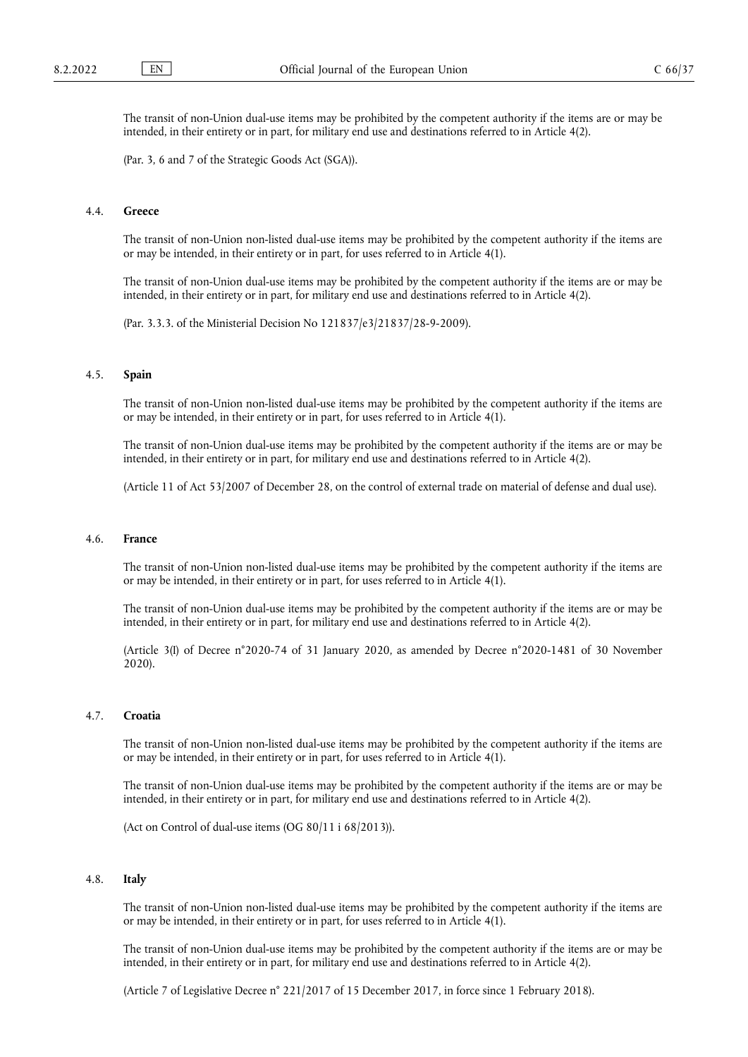The transit of non-Union dual-use items may be prohibited by the competent authority if the items are or may be intended, in their entirety or in part, for military end use and destinations referred to in Article 4(2).

(Par. 3, 6 and 7 of the Strategic Goods Act (SGA)).

### 4.4. **Greece**

The transit of non-Union non-listed dual-use items may be prohibited by the competent authority if the items are or may be intended, in their entirety or in part, for uses referred to in Article 4(1).

The transit of non-Union dual-use items may be prohibited by the competent authority if the items are or may be intended, in their entirety or in part, for military end use and destinations referred to in Article 4(2).

(Par. 3.3.3. of the Ministerial Decision No 121837/e3/21837/28-9-2009).

### 4.5. **Spain**

The transit of non-Union non-listed dual-use items may be prohibited by the competent authority if the items are or may be intended, in their entirety or in part, for uses referred to in Article 4(1).

The transit of non-Union dual-use items may be prohibited by the competent authority if the items are or may be intended, in their entirety or in part, for military end use and destinations referred to in Article 4(2).

(Article 11 of Act 53/2007 of December 28, on the control of external trade on material of defense and dual use).

### 4.6. **France**

The transit of non-Union non-listed dual-use items may be prohibited by the competent authority if the items are or may be intended, in their entirety or in part, for uses referred to in Article 4(1).

The transit of non-Union dual-use items may be prohibited by the competent authority if the items are or may be intended, in their entirety or in part, for military end use and destinations referred to in Article 4(2).

(Article 3(I) of Decree n°2020-74 of 31 January 2020, as amended by Decree n°2020-1481 of 30 November 2020).

### 4.7. **Croatia**

The transit of non-Union non-listed dual-use items may be prohibited by the competent authority if the items are or may be intended, in their entirety or in part, for uses referred to in Article 4(1).

The transit of non-Union dual-use items may be prohibited by the competent authority if the items are or may be intended, in their entirety or in part, for military end use and destinations referred to in Article 4(2).

(Act on Control of dual-use items (OG 80/11 i 68/2013)).

### 4.8. **Italy**

The transit of non-Union non-listed dual-use items may be prohibited by the competent authority if the items are or may be intended, in their entirety or in part, for uses referred to in Article 4(1).

The transit of non-Union dual-use items may be prohibited by the competent authority if the items are or may be intended, in their entirety or in part, for military end use and destinations referred to in Article 4(2).

(Article 7 of Legislative Decree n° 221/2017 of 15 December 2017, in force since 1 February 2018).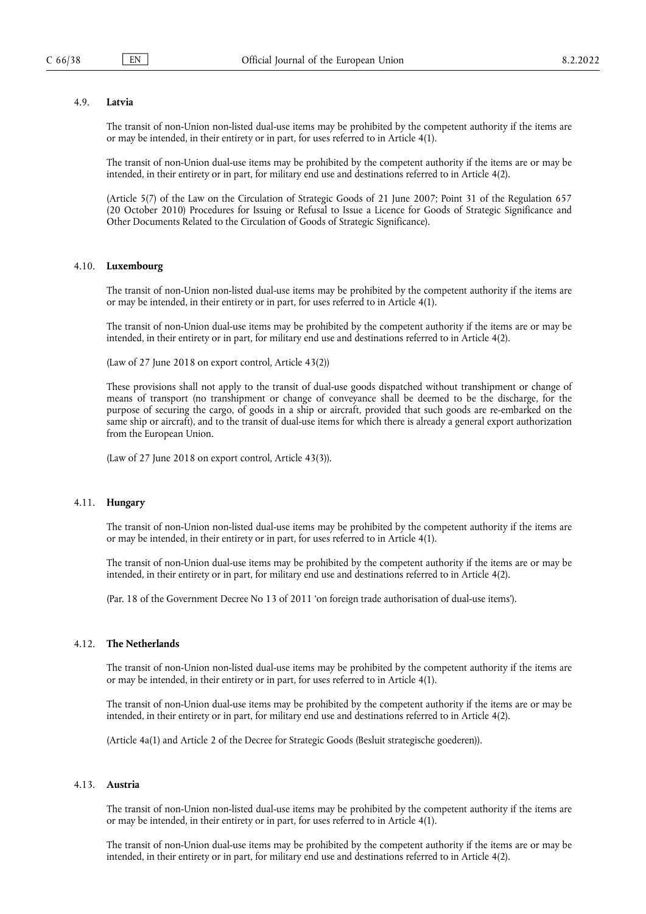### 4.9. **Latvia**

The transit of non-Union non-listed dual-use items may be prohibited by the competent authority if the items are or may be intended, in their entirety or in part, for uses referred to in Article 4(1).

The transit of non-Union dual-use items may be prohibited by the competent authority if the items are or may be intended, in their entirety or in part, for military end use and destinations referred to in Article 4(2).

(Article 5(7) of the Law on the Circulation of Strategic Goods of 21 June 2007; Point 31 of the Regulation 657 (20 October 2010) Procedures for Issuing or Refusal to Issue a Licence for Goods of Strategic Significance and Other Documents Related to the Circulation of Goods of Strategic Significance).

### 4.10. **Luxembourg**

The transit of non-Union non-listed dual-use items may be prohibited by the competent authority if the items are or may be intended, in their entirety or in part, for uses referred to in Article 4(1).

The transit of non-Union dual-use items may be prohibited by the competent authority if the items are or may be intended, in their entirety or in part, for military end use and destinations referred to in Article 4(2).

(Law of 27 June 2018 on export control, Article 43(2))

These provisions shall not apply to the transit of dual-use goods dispatched without transhipment or change of means of transport (no transhipment or change of conveyance shall be deemed to be the discharge, for the purpose of securing the cargo, of goods in a ship or aircraft, provided that such goods are re-embarked on the same ship or aircraft), and to the transit of dual-use items for which there is already a general export authorization from the European Union.

(Law of 27 June 2018 on export control, Article 43(3)).

### 4.11. **Hungary**

The transit of non-Union non-listed dual-use items may be prohibited by the competent authority if the items are or may be intended, in their entirety or in part, for uses referred to in Article 4(1).

The transit of non-Union dual-use items may be prohibited by the competent authority if the items are or may be intended, in their entirety or in part, for military end use and destinations referred to in Article 4(2).

(Par. 18 of the Government Decree No 13 of 2011 'on foreign trade authorisation of dual-use items').

### 4.12. **The Netherlands**

The transit of non-Union non-listed dual-use items may be prohibited by the competent authority if the items are or may be intended, in their entirety or in part, for uses referred to in Article 4(1).

The transit of non-Union dual-use items may be prohibited by the competent authority if the items are or may be intended, in their entirety or in part, for military end use and destinations referred to in Article 4(2).

(Article 4a(1) and Article 2 of the Decree for Strategic Goods (Besluit strategische goederen)).

### 4.13. **Austria**

The transit of non-Union non-listed dual-use items may be prohibited by the competent authority if the items are or may be intended, in their entirety or in part, for uses referred to in Article 4(1).

The transit of non-Union dual-use items may be prohibited by the competent authority if the items are or may be intended, in their entirety or in part, for military end use and destinations referred to in Article 4(2).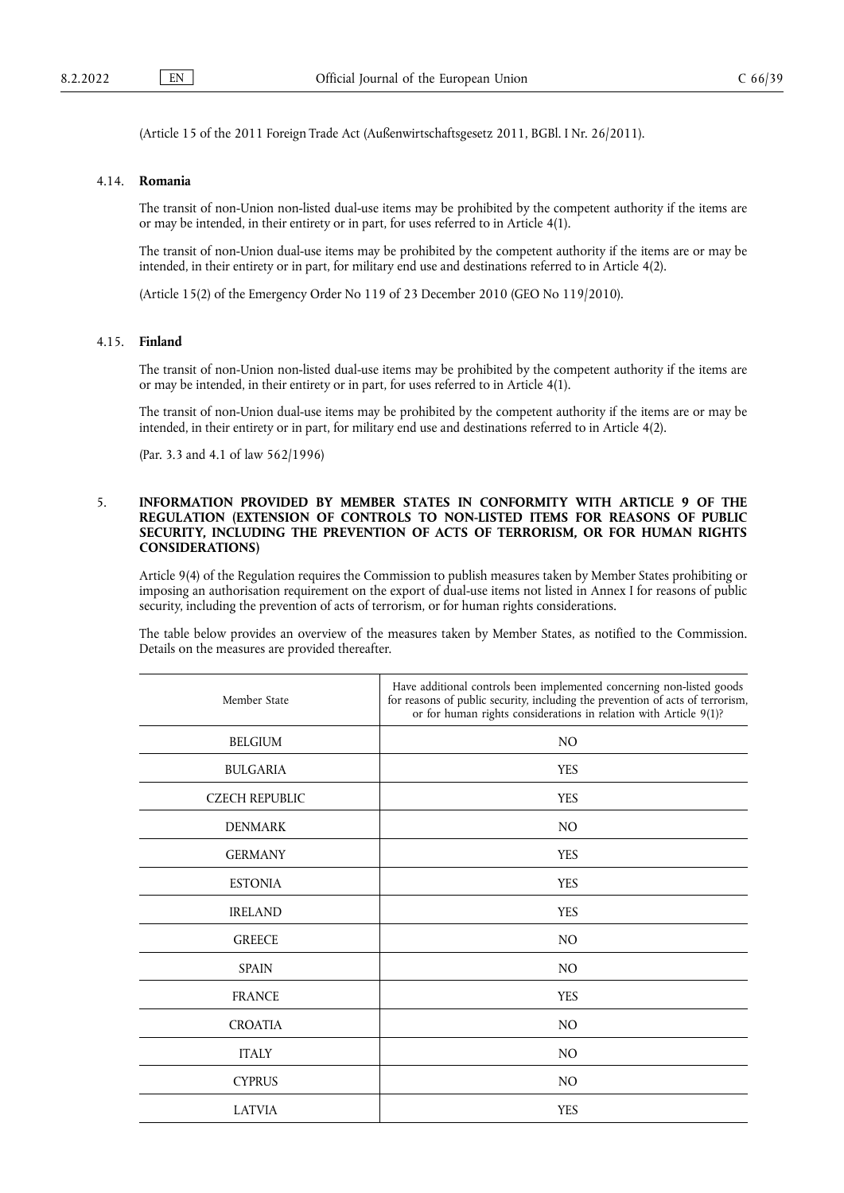(Article 15 of the 2011 Foreign Trade Act (Außenwirtschaftsgesetz 2011, BGBl. I Nr. 26/2011).

### 4.14. **Romania**

The transit of non-Union non-listed dual-use items may be prohibited by the competent authority if the items are or may be intended, in their entirety or in part, for uses referred to in Article 4(1).

The transit of non-Union dual-use items may be prohibited by the competent authority if the items are or may be intended, in their entirety or in part, for military end use and destinations referred to in Article 4(2).

(Article 15(2) of the Emergency Order No 119 of 23 December 2010 (GEO No 119/2010).

### 4.15. **Finland**

The transit of non-Union non-listed dual-use items may be prohibited by the competent authority if the items are or may be intended, in their entirety or in part, for uses referred to in Article 4(1).

The transit of non-Union dual-use items may be prohibited by the competent authority if the items are or may be intended, in their entirety or in part, for military end use and destinations referred to in Article 4(2).

(Par. 3.3 and 4.1 of law 562/1996)

## 5. **INFORMATION PROVIDED BY MEMBER STATES IN CONFORMITY WITH ARTICLE 9 OF THE REGULATION (EXTENSION OF CONTROLS TO NON-LISTED ITEMS FOR REASONS OF PUBLIC SECURITY, INCLUDING THE PREVENTION OF ACTS OF TERRORISM, OR FOR HUMAN RIGHTS CONSIDERATIONS)**

Article 9(4) of the Regulation requires the Commission to publish measures taken by Member States prohibiting or imposing an authorisation requirement on the export of dual-use items not listed in Annex I for reasons of public security, including the prevention of acts of terrorism, or for human rights considerations.

The table below provides an overview of the measures taken by Member States, as notified to the Commission. Details on the measures are provided thereafter.

| Member State | Have additional controls been implemented concerning non-listed goods for reasons of public security, including the prevention of acts of terrorism, or for human rights considerations in relation with Article 9(1)? |
|---|---|
| BELGIUM | NO |
| BULGARIA | YES |
| CZECH REPUBLIC | YES |
| DENMARK | NO |
| GERMANY | YES |
| ESTONIA | YES |
| IRELAND | YES |
| GREECE | NO |
| SPAIN | NO |
| FRANCE | YES |
| CROATIA | NO |
| ITALY | NO |
| CYPRUS | NO |
| LATVIA | YES |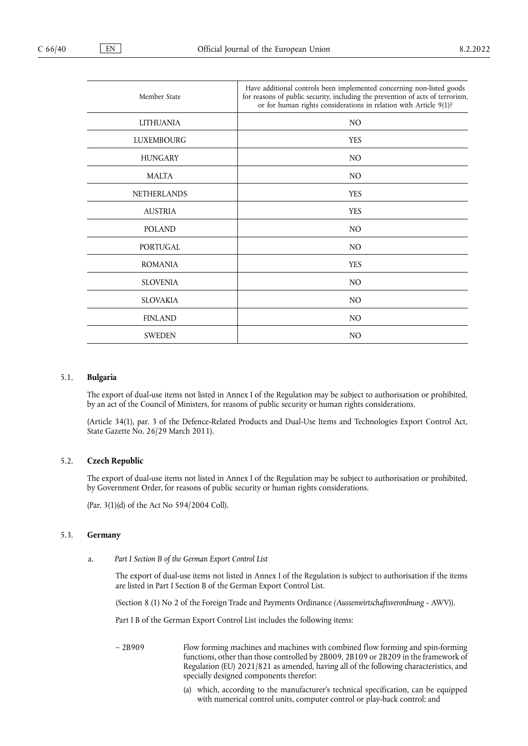| Member State | Have additional controls been implemented concerning non-listed goods for reasons of public security, including the prevention of acts of terrorism, or for human rights considerations in relation with Article 9(1)? |
|---|---|
| LITHUANIA | NO |
| LUXEMBOURG | YES |
| HUNGARY | NO |
| MALTA | NO |
| NETHERLANDS | YES |
| AUSTRIA | YES |
| POLAND | NO |
| PORTUGAL | NO |
| ROMANIA | YES |
| SLOVENIA | NO |
| SLOVAKIA | NO |
| FINLAND | NO |
| SWEDEN | NO |

### 5.1. Bulgaria

The export of dual-use items not listed in Annex I of the Regulation may be subject to authorisation or prohibited, by an act of the Council of Ministers, for reasons of public security or human rights considerations.

(Article 34(1), par. 3 of the Defence-Related Products and Dual-Use Items and Technologies Export Control Act, State Gazette No. 26/29 March 2011).

### 5.2. Czech Republic

The export of dual-use items not listed in Annex I of the Regulation may be subject to authorisation or prohibited, by Government Order, for reasons of public security or human rights considerations.

(Par. 3(1)(d) of the Act No 594/2004 Coll).

### 5.3. Germany

a. *Part I Section B of the German Export Control List*

The export of dual-use items not listed in Annex I of the Regulation is subject to authorisation if the items are listed in Part I Section B of the German Export Control List.

(Section 8 (1) No 2 of the Foreign Trade and Payments Ordinance *(Aussenwirtschaftsverordnung* - AWV)).

Part I B of the German Export Control List includes the following items:

– 2B909 Flow forming machines and machines with combined flow forming and spin-forming functions, other than those controlled by 2B009, 2B109 or 2B209 in the framework of Regulation (EU) 2021/821 as amended, having all of the following characteristics, and specially designed components therefor:

(a) which, according to the manufacturer's technical specification, can be equipped with numerical control units, computer control or play-back control; and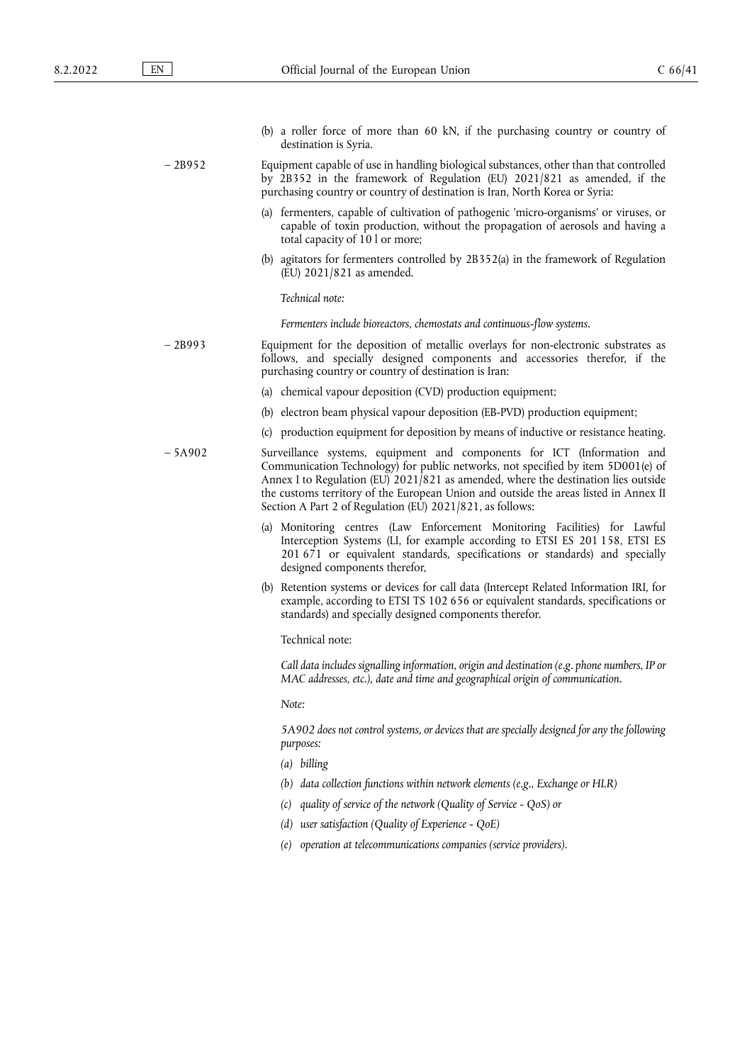(b) a roller force of more than 60 kN, if the purchasing country or country of destination is Syria.

– 2B952 Equipment capable of use in handling biological substances, other than that controlled by 2B352 in the framework of Regulation (EU) 2021/821 as amended, if the purchasing country or country of destination is Iran, North Korea or Syria:

(a) fermenters, capable of cultivation of pathogenic 'micro-organisms' or viruses, or capable of toxin production, without the propagation of aerosols and having a total capacity of 10 l or more;

(b) agitators for fermenters controlled by 2B352(a) in the framework of Regulation (EU) 2021/821 as amended.

*Technical note:*

*Fermenters include bioreactors, chemostats and continuous-flow systems.*

– 2B993 Equipment for the deposition of metallic overlays for non-electronic substrates as follows, and specially designed components and accessories therefor, if the purchasing country or country of destination is Iran:

(a) chemical vapour deposition (CVD) production equipment;

(b) electron beam physical vapour deposition (EB-PVD) production equipment;

(c) production equipment for deposition by means of inductive or resistance heating.

– 5A902 Surveillance systems, equipment and components for ICT (Information and Communication Technology) for public networks, not specified by item 5D001(e) of Annex I to Regulation (EU) 2021/821 as amended, where the destination lies outside the customs territory of the European Union and outside the areas listed in Annex II Section A Part 2 of Regulation (EU) 2021/821, as follows:

(a) Monitoring centres (Law Enforcement Monitoring Facilities) for Lawful Interception Systems (LI, for example according to ETSI ES 201 158, ETSI ES 201 671 or equivalent standards, specifications or standards) and specially designed components therefor,

(b) Retention systems or devices for call data (Intercept Related Information IRI, for example, according to ETSI TS 102 656 or equivalent standards, specifications or standards) and specially designed components therefor.

Technical note:

*Call data includes signalling information, origin and destination (e.g. phone numbers, IP or MAC addresses, etc.), date and time and geographical origin of communication.*

*Note:*

*5A902 does not control systems, or devices that are specially designed for any the following purposes:*

*(a) billing*

*(b) data collection functions within network elements (e.g., Exchange or HLR)*

*(c) quality of service of the network (Quality of Service - QoS) or*

*(d) user satisfaction (Quality of Experience - QoE)*

*(e) operation at telecommunications companies (service providers).*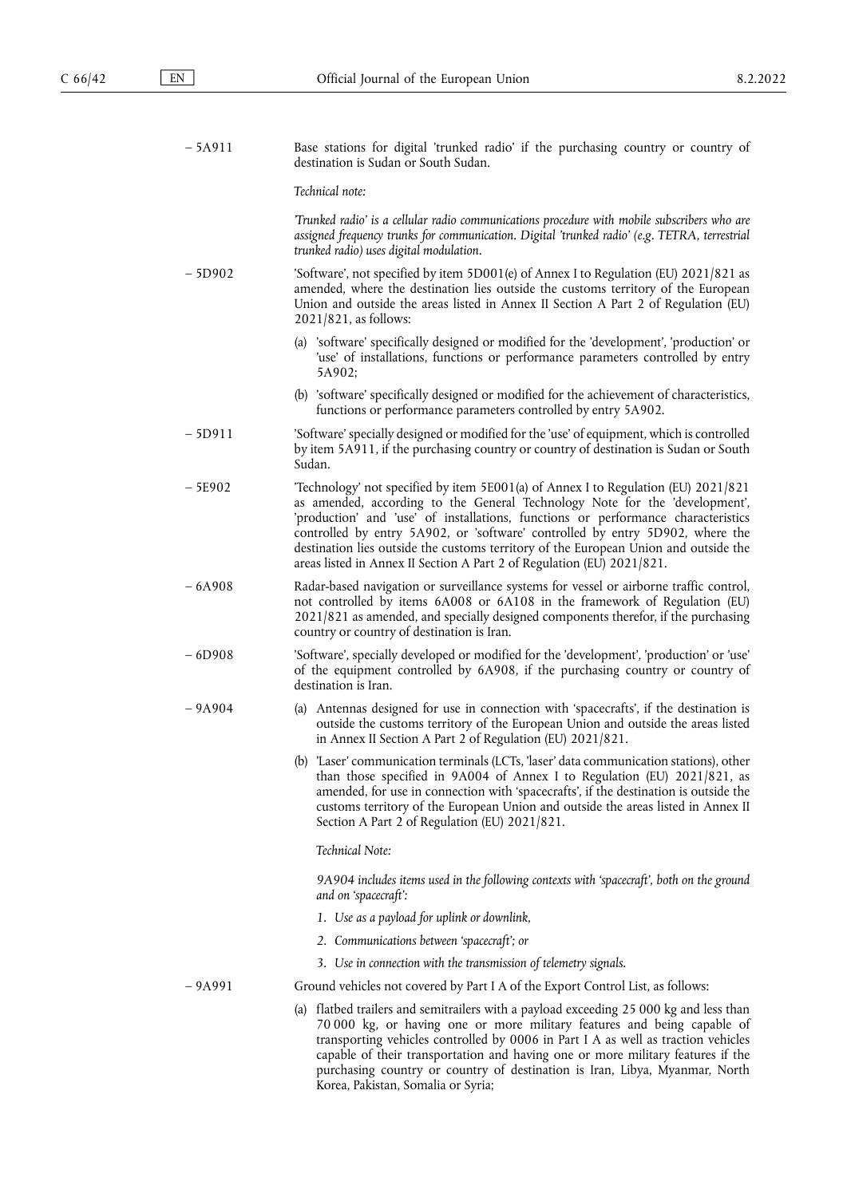– 5A911 Base stations for digital 'trunked radio' if the purchasing country or country of destination is Sudan or South Sudan.

*Technical note:*

*'Trunked radio' is a cellular radio communications procedure with mobile subscribers who are assigned frequency trunks for communication. Digital 'trunked radio' (e.g. TETRA, terrestrial trunked radio) uses digital modulation.*

– 5D902 'Software', not specified by item 5D001(e) of Annex I to Regulation (EU) 2021/821 as amended, where the destination lies outside the customs territory of the European Union and outside the areas listed in Annex II Section A Part 2 of Regulation (EU) 2021/821, as follows:

(a) 'software' specifically designed or modified for the 'development', 'production' or 'use' of installations, functions or performance parameters controlled by entry 5A902;

(b) 'software' specifically designed or modified for the achievement of characteristics, functions or performance parameters controlled by entry 5A902.

– 5D911 'Software' specially designed or modified for the 'use' of equipment, which is controlled by item 5A911, if the purchasing country or country of destination is Sudan or South Sudan.

– 5E902 'Technology' not specified by item 5E001(a) of Annex I to Regulation (EU) 2021/821 as amended, according to the General Technology Note for the 'development', 'production' and 'use' of installations, functions or performance characteristics controlled by entry 5A902, or 'software' controlled by entry 5D902, where the destination lies outside the customs territory of the European Union and outside the areas listed in Annex II Section A Part 2 of Regulation (EU) 2021/821.

– 6A908 Radar-based navigation or surveillance systems for vessel or airborne traffic control, not controlled by items 6A008 or 6A108 in the framework of Regulation (EU) 2021/821 as amended, and specially designed components therefor, if the purchasing country or country of destination is Iran.

– 6D908 'Software', specially developed or modified for the 'development', 'production' or 'use' of the equipment controlled by 6A908, if the purchasing country or country of destination is Iran.

– 9A904 (a) Antennas designed for use in connection with 'spacecrafts', if the destination is outside the customs territory of the European Union and outside the areas listed in Annex II Section A Part 2 of Regulation (EU) 2021/821.

(b) 'Laser' communication terminals (LCTs, 'laser' data communication stations), other than those specified in 9A004 of Annex I to Regulation (EU) 2021/821, as amended, for use in connection with 'spacecrafts', if the destination is outside the customs territory of the European Union and outside the areas listed in Annex II Section A Part 2 of Regulation (EU) 2021/821.

*Technical Note:*

*9A904 includes items used in the following contexts with 'spacecraft', both on the ground and on 'spacecraft':*

*1. Use as a payload for uplink or downlink,*

*2. Communications between 'spacecraft'; or*

*3. Use in connection with the transmission of telemetry signals.*

– 9A991 Ground vehicles not covered by Part I A of the Export Control List, as follows:

(a) flatbed trailers and semitrailers with a payload exceeding 25 000 kg and less than 70 000 kg, or having one or more military features and being capable of transporting vehicles controlled by 0006 in Part I A as well as traction vehicles capable of their transportation and having one or more military features if the purchasing country or country of destination is Iran, Libya, Myanmar, North Korea, Pakistan, Somalia or Syria;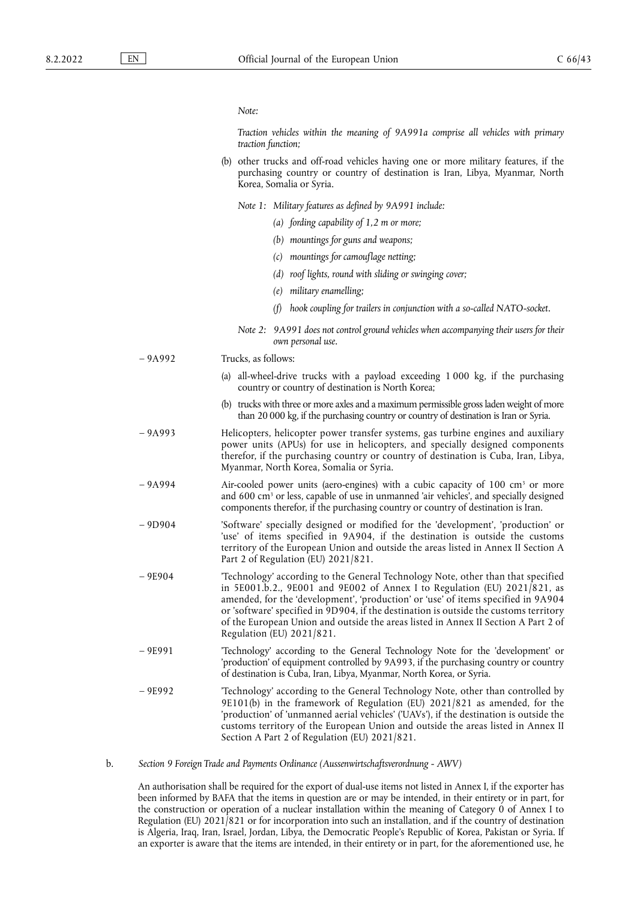*Note:*

*Traction vehicles within the meaning of 9A991a comprise all vehicles with primary traction function;*

(b) other trucks and off-road vehicles having one or more military features, if the purchasing country or country of destination is Iran, Libya, Myanmar, North Korea, Somalia or Syria.

*Note 1: Military features as defined by 9A991 include:*

*(a) fording capability of 1,2 m or more;*

*(b) mountings for guns and weapons;*

*(c) mountings for camouflage netting;*

*(d) roof lights, round with sliding or swinging cover;*

*(e) military enamelling;*

*(f) hook coupling for trailers in conjunction with a so-called NATO-socket.*

*Note 2: 9A991 does not control ground vehicles when accompanying their users for their own personal use.*

– 9A992 Trucks, as follows:

(a) all-wheel-drive trucks with a payload exceeding 1 000 kg, if the purchasing country or country of destination is North Korea;

(b) trucks with three or more axles and a maximum permissible gross laden weight of more than 20 000 kg, if the purchasing country or country of destination is Iran or Syria.

– 9A993 Helicopters, helicopter power transfer systems, gas turbine engines and auxiliary power units (APUs) for use in helicopters, and specially designed components therefor, if the purchasing country or country of destination is Cuba, Iran, Libya, Myanmar, North Korea, Somalia or Syria.

– 9A994 Air-cooled power units (aero-engines) with a cubic capacity of 100 $cm^3$ or more and 600 $cm^3$ or less, capable of use in unmanned 'air vehicles', and specially designed components therefor, if the purchasing country or country of destination is Iran.

– 9D904 'Software' specially designed or modified for the 'development', 'production' or 'use' of items specified in 9A904, if the destination is outside the customs territory of the European Union and outside the areas listed in Annex II Section A Part 2 of Regulation (EU) 2021/821.

– 9E904 'Technology' according to the General Technology Note, other than that specified in 5E001.b.2., 9E001 and 9E002 of Annex I to Regulation (EU) 2021/821, as amended, for the 'development', 'production' or 'use' of items specified in 9A904 or 'software' specified in 9D904, if the destination is outside the customs territory of the European Union and outside the areas listed in Annex II Section A Part 2 of Regulation (EU) 2021/821.

– 9E991 'Technology' according to the General Technology Note for the 'development' or 'production' of equipment controlled by 9A993, if the purchasing country or country of destination is Cuba, Iran, Libya, Myanmar, North Korea, or Syria.

– 9E992 'Technology' according to the General Technology Note, other than controlled by 9E101(b) in the framework of Regulation (EU) 2021/821 as amended, for the 'production' of 'unmanned aerial vehicles' ('UAVs'), if the destination is outside the customs territory of the European Union and outside the areas listed in Annex II Section A Part 2 of Regulation (EU) 2021/821.

b. *Section 9 Foreign Trade and Payments Ordinance (Aussenwirtschaftsverordnung - AWV)*

An authorisation shall be required for the export of dual-use items not listed in Annex I, if the exporter has been informed by BAFA that the items in question are or may be intended, in their entirety or in part, for the construction or operation of a nuclear installation within the meaning of Category 0 of Annex I to Regulation (EU) 2021/821 or for incorporation into such an installation, and if the country of destination is Algeria, Iraq, Iran, Israel, Jordan, Libya, the Democratic People's Republic of Korea, Pakistan or Syria. If an exporter is aware that the items are intended, in their entirety or in part, for the aforementioned use, he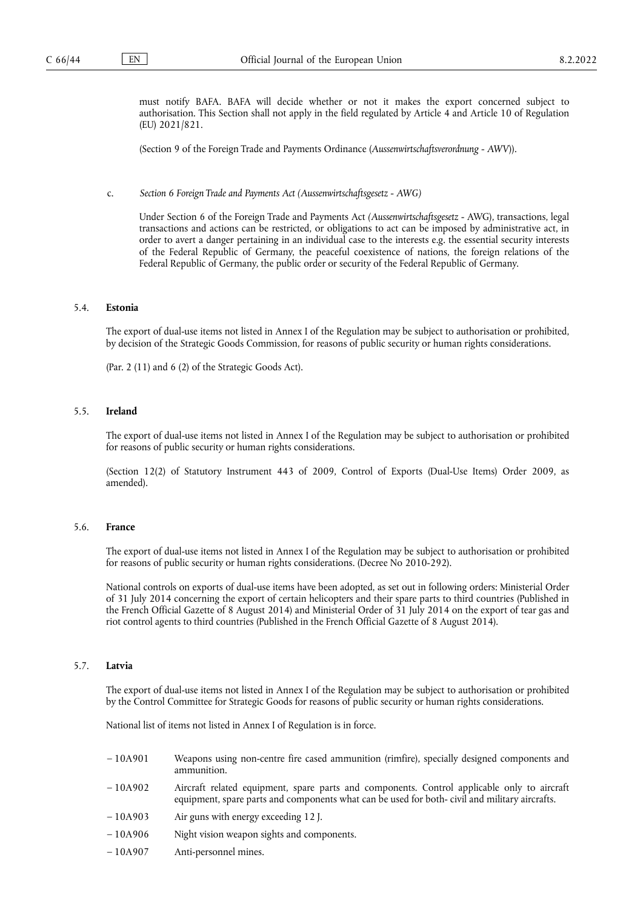must notify BAFA. BAFA will decide whether or not it makes the export concerned subject to authorisation. This Section shall not apply in the field regulated by Article 4 and Article 10 of Regulation (EU) 2021/821.

(Section 9 of the Foreign Trade and Payments Ordinance (*Aussenwirtschaftsverordnung - AWV*)).

c. *Section 6 Foreign Trade and Payments Act (Aussenwirtschaftsgesetz - AWG)*

Under Section 6 of the Foreign Trade and Payments Act (*Aussenwirtschaftsgesetz* - AWG), transactions, legal transactions and actions can be restricted, or obligations to act can be imposed by administrative act, in order to avert a danger pertaining in an individual case to the interests e.g. the essential security interests of the Federal Republic of Germany, the peaceful coexistence of nations, the foreign relations of the Federal Republic of Germany, the public order or security of the Federal Republic of Germany.

### 5.4. **Estonia**

The export of dual-use items not listed in Annex I of the Regulation may be subject to authorisation or prohibited, by decision of the Strategic Goods Commission, for reasons of public security or human rights considerations.

(Par. 2 (11) and 6 (2) of the Strategic Goods Act).

### 5.5. **Ireland**

The export of dual-use items not listed in Annex I of the Regulation may be subject to authorisation or prohibited for reasons of public security or human rights considerations.

(Section 12(2) of Statutory Instrument 443 of 2009, Control of Exports (Dual-Use Items) Order 2009, as amended).

### 5.6. **France**

The export of dual-use items not listed in Annex I of the Regulation may be subject to authorisation or prohibited for reasons of public security or human rights considerations. (Decree No 2010-292).

National controls on exports of dual-use items have been adopted, as set out in following orders: Ministerial Order of 31 July 2014 concerning the export of certain helicopters and their spare parts to third countries (Published in the French Official Gazette of 8 August 2014) and Ministerial Order of 31 July 2014 on the export of tear gas and riot control agents to third countries (Published in the French Official Gazette of 8 August 2014).

### 5.7. **Latvia**

The export of dual-use items not listed in Annex I of the Regulation may be subject to authorisation or prohibited by the Control Committee for Strategic Goods for reasons of public security or human rights considerations.

National list of items not listed in Annex I of Regulation is in force.

- 10A901 Weapons using non-centre fire cased ammunition (rimfire), specially designed components and ammunition.
- 10A902 Aircraft related equipment, spare parts and components. Control applicable only to aircraft equipment, spare parts and components what can be used for both- civil and military aircrafts.
- 10A903 Air guns with energy exceeding 12 J.
- 10A906 Night vision weapon sights and components.
- 10A907 Anti-personnel mines.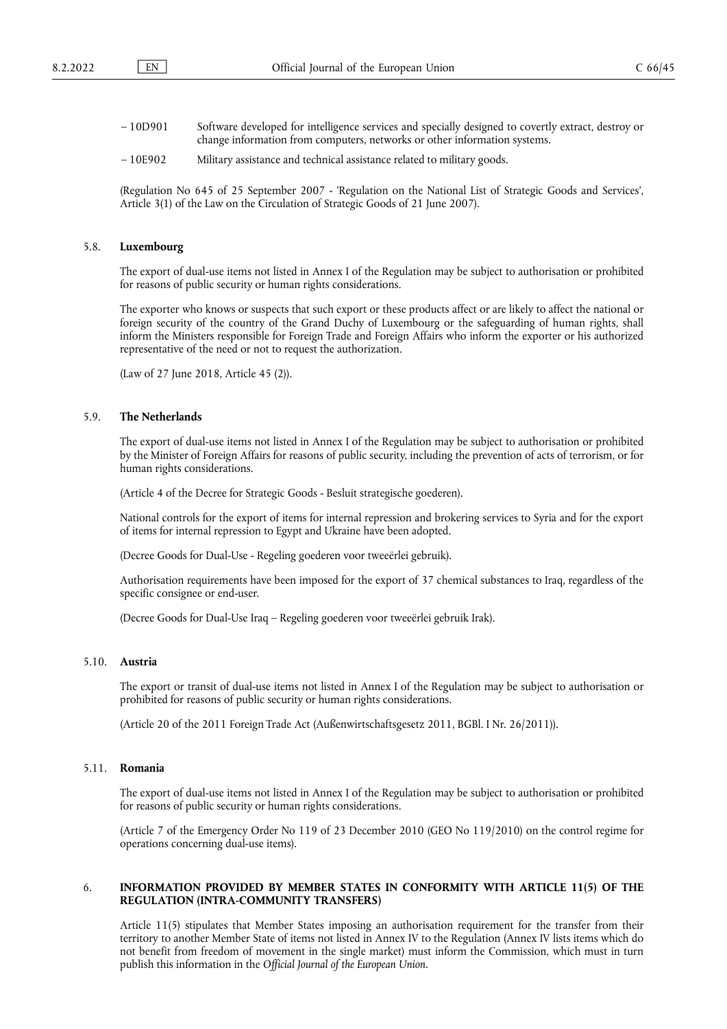- 10D901 Software developed for intelligence services and specially designed to covertly extract, destroy or change information from computers, networks or other information systems.
- 10E902 Military assistance and technical assistance related to military goods.

(Regulation No 645 of 25 September 2007 - 'Regulation on the National List of Strategic Goods and Services', Article 3(1) of the Law on the Circulation of Strategic Goods of 21 June 2007).

### 5.8. **Luxembourg**

The export of dual-use items not listed in Annex I of the Regulation may be subject to authorisation or prohibited for reasons of public security or human rights considerations.

The exporter who knows or suspects that such export or these products affect or are likely to affect the national or foreign security of the country of the Grand Duchy of Luxembourg or the safeguarding of human rights, shall inform the Ministers responsible for Foreign Trade and Foreign Affairs who inform the exporter or his authorized representative of the need or not to request the authorization.

(Law of 27 June 2018, Article 45 (2)).

### 5.9. **The Netherlands**

The export of dual-use items not listed in Annex I of the Regulation may be subject to authorisation or prohibited by the Minister of Foreign Affairs for reasons of public security, including the prevention of acts of terrorism, or for human rights considerations.

(Article 4 of the Decree for Strategic Goods - Besluit strategische goederen).

National controls for the export of items for internal repression and brokering services to Syria and for the export of items for internal repression to Egypt and Ukraine have been adopted.

(Decree Goods for Dual-Use - Regeling goederen voor tweeërlei gebruik).

Authorisation requirements have been imposed for the export of 37 chemical substances to Iraq, regardless of the specific consignee or end-user.

(Decree Goods for Dual-Use Iraq – Regeling goederen voor tweeërlei gebruik Irak).

### 5.10. **Austria**

The export or transit of dual-use items not listed in Annex I of the Regulation may be subject to authorisation or prohibited for reasons of public security or human rights considerations.

(Article 20 of the 2011 Foreign Trade Act (Außenwirtschaftsgesetz 2011, BGBl. I Nr. 26/2011)).

### 5.11. **Romania**

The export of dual-use items not listed in Annex I of the Regulation may be subject to authorisation or prohibited for reasons of public security or human rights considerations.

(Article 7 of the Emergency Order No 119 of 23 December 2010 (GEO No 119/2010) on the control regime for operations concerning dual-use items).

## 6. **INFORMATION PROVIDED BY MEMBER STATES IN CONFORMITY WITH ARTICLE 11(5) OF THE REGULATION (INTRA-COMMUNITY TRANSFERS)**

Article 11(5) stipulates that Member States imposing an authorisation requirement for the transfer from their territory to another Member State of items not listed in Annex IV to the Regulation (Annex IV lists items which do not benefit from freedom of movement in the single market) must inform the Commission, which must in turn publish this information in the *Official Journal of the European Union*.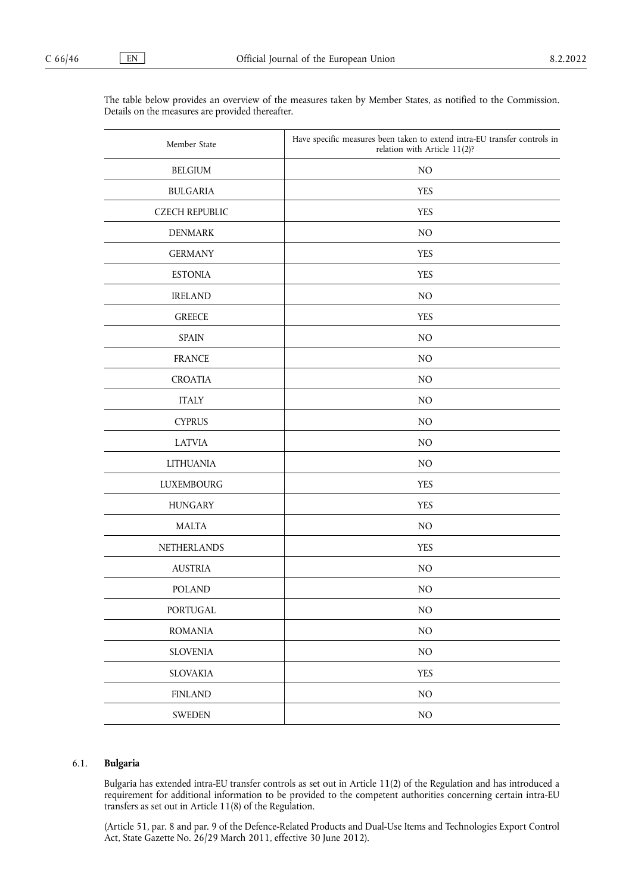The table below provides an overview of the measures taken by Member States, as notified to the Commission. Details on the measures are provided thereafter.

| Member State | Have specific measures been taken to extend intra-EU transfer controls in relation with Article 11(2)? |
|---|---|
| BELGIUM | NO |
| BULGARIA | YES |
| CZECH REPUBLIC | YES |
| DENMARK | NO |
| GERMANY | YES |
| ESTONIA | YES |
| IRELAND | NO |
| GREECE | YES |
| SPAIN | NO |
| FRANCE | NO |
| CROATIA | NO |
| ITALY | NO |
| CYPRUS | NO |
| LATVIA | NO |
| LITHUANIA | NO |
| LUXEMBOURG | YES |
| HUNGARY | YES |
| MALTA | NO |
| NETHERLANDS | YES |
| AUSTRIA | NO |
| POLAND | NO |
| PORTUGAL | NO |
| ROMANIA | NO |
| SLOVENIA | NO |
| SLOVAKIA | YES |
| FINLAND | NO |
| SWEDEN | NO |

### 6.1. **Bulgaria**

Bulgaria has extended intra-EU transfer controls as set out in Article 11(2) of the Regulation and has introduced a requirement for additional information to be provided to the competent authorities concerning certain intra-EU transfers as set out in Article 11(8) of the Regulation.

(Article 51, par. 8 and par. 9 of the Defence-Related Products and Dual-Use Items and Technologies Export Control Act, State Gazette No. 26/29 March 2011, effective 30 June 2012).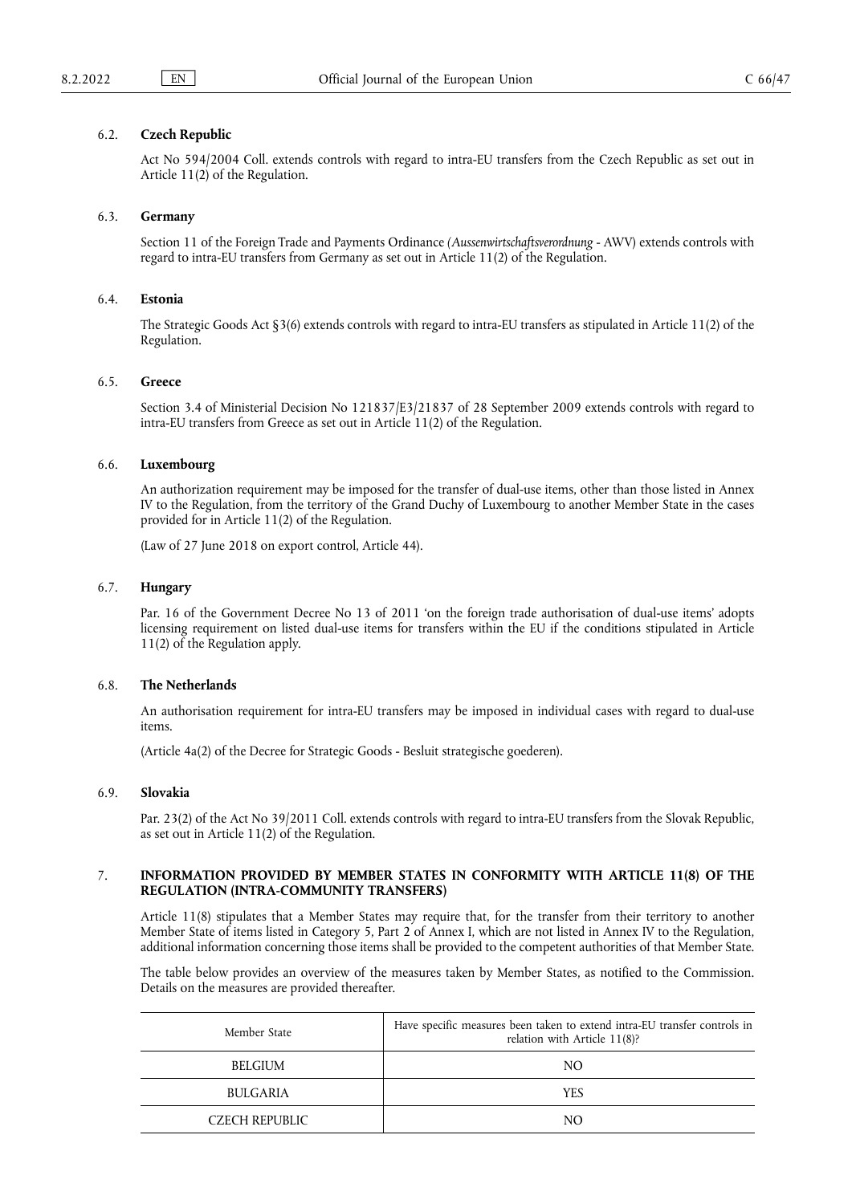### 6.2. Czech Republic

Act No 594/2004 Coll. extends controls with regard to intra-EU transfers from the Czech Republic as set out in Article 11(2) of the Regulation.

### 6.3. Germany

Section 11 of the Foreign Trade and Payments Ordinance *(Aussenwirtschaftsverordnung* - AWV) extends controls with regard to intra-EU transfers from Germany as set out in Article 11(2) of the Regulation.

### 6.4. Estonia

The Strategic Goods Act §3(6) extends controls with regard to intra-EU transfers as stipulated in Article 11(2) of the Regulation.

### 6.5. Greece

Section 3.4 of Ministerial Decision No 121837/E3/21837 of 28 September 2009 extends controls with regard to intra-EU transfers from Greece as set out in Article 11(2) of the Regulation.

### 6.6. Luxembourg

An authorization requirement may be imposed for the transfer of dual-use items, other than those listed in Annex IV to the Regulation, from the territory of the Grand Duchy of Luxembourg to another Member State in the cases provided for in Article 11(2) of the Regulation.

(Law of 27 June 2018 on export control, Article 44).

### 6.7. Hungary

Par. 16 of the Government Decree No 13 of 2011 'on the foreign trade authorisation of dual-use items' adopts licensing requirement on listed dual-use items for transfers within the EU if the conditions stipulated in Article 11(2) of the Regulation apply.

### 6.8. The Netherlands

An authorisation requirement for intra-EU transfers may be imposed in individual cases with regard to dual-use items.

(Article 4a(2) of the Decree for Strategic Goods - Besluit strategische goederen).

### 6.9. Slovakia

Par. 23(2) of the Act No 39/2011 Coll. extends controls with regard to intra-EU transfers from the Slovak Republic, as set out in Article 11(2) of the Regulation.

## 7. INFORMATION PROVIDED BY MEMBER STATES IN CONFORMITY WITH ARTICLE 11(8) OF THE REGULATION (INTRA-COMMUNITY TRANSFERS)

Article 11(8) stipulates that a Member States may require that, for the transfer from their territory to another Member State of items listed in Category 5, Part 2 of Annex I, which are not listed in Annex IV to the Regulation, additional information concerning those items shall be provided to the competent authorities of that Member State.

The table below provides an overview of the measures taken by Member States, as notified to the Commission. Details on the measures are provided thereafter.

| Member State | Have specific measures been taken to extend intra-EU transfer controls in relation with Article 11(8)? |
|---|---|
| BELGIUM | NO |
| BULGARIA | YES |
| CZECH REPUBLIC | NO |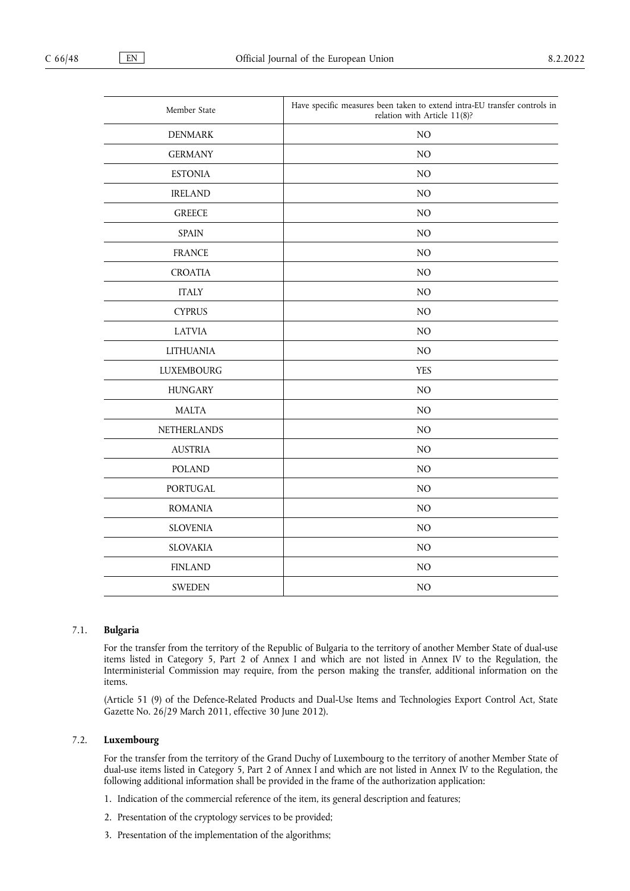| Member State | Have specific measures been taken to extend intra-EU transfer controls in relation with Article 11(8)? |
|---|---|
| DENMARK | NO |
| GERMANY | NO |
| ESTONIA | NO |
| IRELAND | NO |
| GREECE | NO |
| SPAIN | NO |
| FRANCE | NO |
| CROATIA | NO |
| ITALY | NO |
| CYPRUS | NO |
| LATVIA | NO |
| LITHUANIA | NO |
| LUXEMBOURG | YES |
| HUNGARY | NO |
| MALTA | NO |
| NETHERLANDS | NO |
| AUSTRIA | NO |
| POLAND | NO |
| PORTUGAL | NO |
| ROMANIA | NO |
| SLOVENIA | NO |
| SLOVAKIA | NO |
| FINLAND | NO |
| SWEDEN | NO |

### 7.1. **Bulgaria**

For the transfer from the territory of the Republic of Bulgaria to the territory of another Member State of dual-use items listed in Category 5, Part 2 of Annex I and which are not listed in Annex IV to the Regulation, the Interministerial Commission may require, from the person making the transfer, additional information on the items.

(Article 51 (9) of the Defence-Related Products and Dual-Use Items and Technologies Export Control Act, State Gazette No. 26/29 March 2011, effective 30 June 2012).

### 7.2. **Luxembourg**

For the transfer from the territory of the Grand Duchy of Luxembourg to the territory of another Member State of dual-use items listed in Category 5, Part 2 of Annex I and which are not listed in Annex IV to the Regulation, the following additional information shall be provided in the frame of the authorization application:

1. Indication of the commercial reference of the item, its general description and features;
2. Presentation of the cryptology services to be provided;
3. Presentation of the implementation of the algorithms;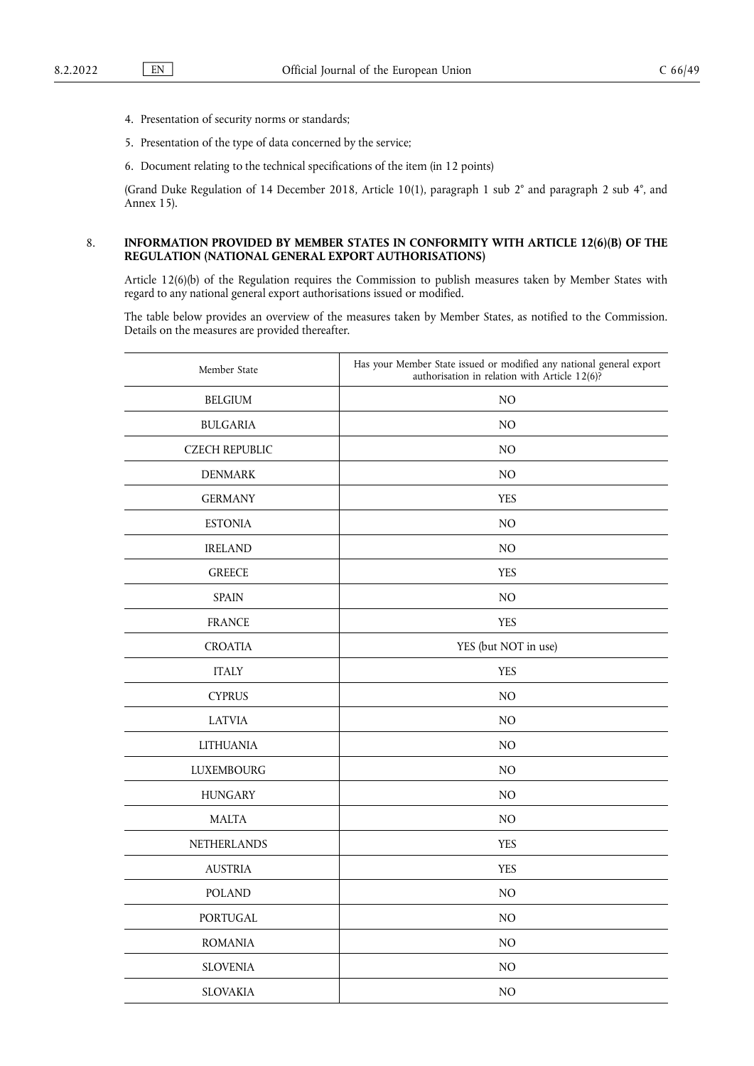4. Presentation of security norms or standards;

5. Presentation of the type of data concerned by the service;

6. Document relating to the technical specifications of the item (in 12 points)

(Grand Duke Regulation of 14 December 2018, Article 10(1), paragraph 1 sub 2° and paragraph 2 sub 4°, and Annex 15).

## 8. INFORMATION PROVIDED BY MEMBER STATES IN CONFORMITY WITH ARTICLE 12(6)(B) OF THE REGULATION (NATIONAL GENERAL EXPORT AUTHORISATIONS)

Article 12(6)(b) of the Regulation requires the Commission to publish measures taken by Member States with regard to any national general export authorisations issued or modified.

The table below provides an overview of the measures taken by Member States, as notified to the Commission. Details on the measures are provided thereafter.

| Member State | Has your Member State issued or modified any national general export authorisation in relation with Article 12(6)? |
|---|---|
| BELGIUM | NO |
| BULGARIA | NO |
| CZECH REPUBLIC | NO |
| DENMARK | NO |
| GERMANY | YES |
| ESTONIA | NO |
| IRELAND | NO |
| GREECE | YES |
| SPAIN | NO |
| FRANCE | YES |
| CROATIA | YES (but NOT in use) |
| ITALY | YES |
| CYPRUS | NO |
| LATVIA | NO |
| LITHUANIA | NO |
| LUXEMBOURG | NO |
| HUNGARY | NO |
| MALTA | NO |
| NETHERLANDS | YES |
| AUSTRIA | YES |
| POLAND | NO |
| PORTUGAL | NO |
| ROMANIA | NO |
| SLOVENIA | NO |
| SLOVAKIA | NO |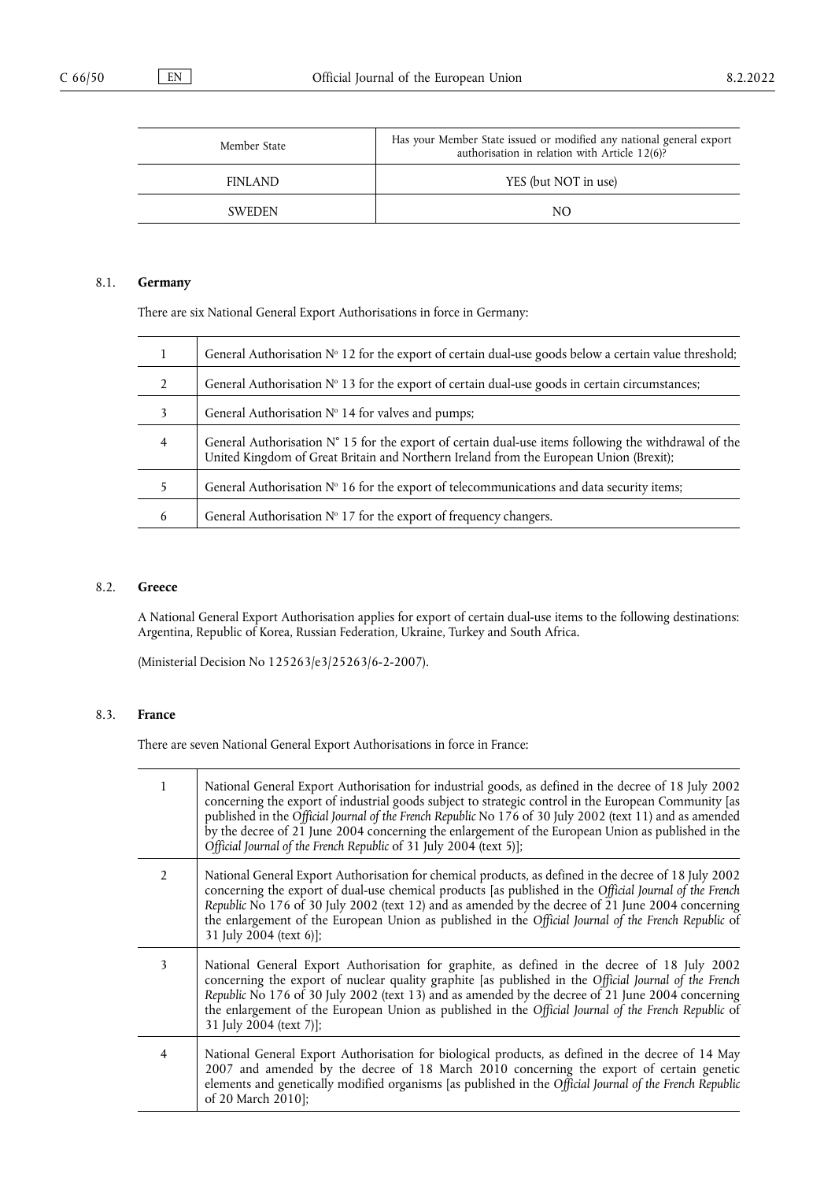| Member State | Has your Member State issued or modified any national general export authorisation in relation with Article 12(6)? |
|---|---|
| FINLAND | YES (but NOT in use) |
| SWEDEN | NO |

### 8.1. **Germany**

There are six National General Export Authorisations in force in Germany:

| | |
|---|---|
| 1 | General Authorisation N° 12 for the export of certain dual-use goods below a certain value threshold; |
| 2 | General Authorisation N° 13 for the export of certain dual-use goods in certain circumstances; |
| 3 | General Authorisation N° 14 for valves and pumps; |
| 4 | General Authorisation N° 15 for the export of certain dual-use items following the withdrawal of the United Kingdom of Great Britain and Northern Ireland from the European Union (Brexit); |
| 5 | General Authorisation N° 16 for the export of telecommunications and data security items; |
| 6 | General Authorisation N° 17 for the export of frequency changers. |

### 8.2. **Greece**

A National General Export Authorisation applies for export of certain dual-use items to the following destinations: Argentina, Republic of Korea, Russian Federation, Ukraine, Turkey and South Africa.

(Ministerial Decision No 125263/e3/25263/6-2-2007).

### 8.3. **France**

There are seven National General Export Authorisations in force in France:

| | |
|---|---|
| 1 | National General Export Authorisation for industrial goods, as defined in the decree of 18 July 2002 concerning the export of industrial goods subject to strategic control in the European Community [as published in the *Official Journal of the French Republic* No 176 of 30 July 2002 (text 11) and as amended by the decree of 21 June 2004 concerning the enlargement of the European Union as published in the *Official Journal of the French Republic* of 31 July 2004 (text 5)]; |
| 2 | National General Export Authorisation for chemical products, as defined in the decree of 18 July 2002 concerning the export of dual-use chemical products [as published in the *Official Journal of the French Republic* No 176 of 30 July 2002 (text 12) and as amended by the decree of 21 June 2004 concerning the enlargement of the European Union as published in the *Official Journal of the French Republic* of 31 July 2004 (text 6)]; |
| 3 | National General Export Authorisation for graphite, as defined in the decree of 18 July 2002 concerning the export of nuclear quality graphite [as published in the *Official Journal of the French Republic* No 176 of 30 July 2002 (text 13) and as amended by the decree of 21 June 2004 concerning the enlargement of the European Union as published in the *Official Journal of the French Republic* of 31 July 2004 (text 7)]; |
| 4 | National General Export Authorisation for biological products, as defined in the decree of 14 May 2007 and amended by the decree of 18 March 2010 concerning the export of certain genetic elements and genetically modified organisms [as published in the *Official Journal of the French Republic* of 20 March 2010]; |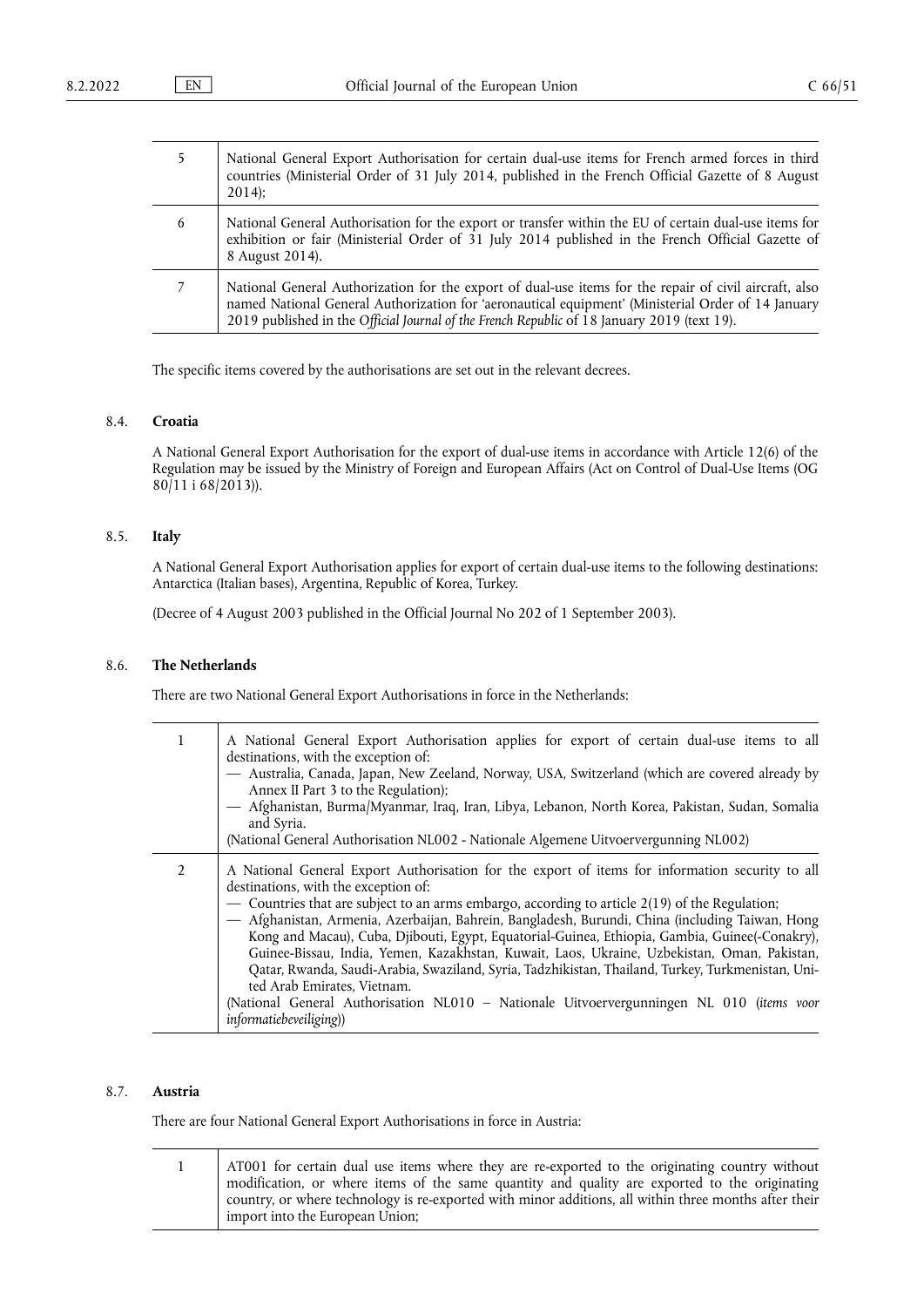| | |
|---|---|
| 5 | National General Export Authorisation for certain dual-use items for French armed forces in third countries (Ministerial Order of 31 July 2014, published in the French Official Gazette of 8 August 2014); |
| 6 | National General Authorisation for the export or transfer within the EU of certain dual-use items for exhibition or fair (Ministerial Order of 31 July 2014 published in the French Official Gazette of 8 August 2014). |
| 7 | National General Authorization for the export of dual-use items for the repair of civil aircraft, also named National General Authorization for 'aeronautical equipment' (Ministerial Order of 14 January 2019 published in the *Official Journal of the French Republic* of 18 January 2019 (text 19). |

The specific items covered by the authorisations are set out in the relevant decrees.

### 8.4. **Croatia**

A National General Export Authorisation for the export of dual-use items in accordance with Article 12(6) of the Regulation may be issued by the Ministry of Foreign and European Affairs (Act on Control of Dual-Use Items (OG 80/11 i 68/2013)).

### 8.5. **Italy**

A National General Export Authorisation applies for export of certain dual-use items to the following destinations: Antarctica (Italian bases), Argentina, Republic of Korea, Turkey.

(Decree of 4 August 2003 published in the Official Journal No 202 of 1 September 2003).

### 8.6. **The Netherlands**

There are two National General Export Authorisations in force in the Netherlands:

| | |
|---|---|
| 1 | A National General Export Authorisation applies for export of certain dual-use items to all destinations, with the exception of:<br>— Australia, Canada, Japan, New Zeeland, Norway, USA, Switzerland (which are covered already by Annex II Part 3 to the Regulation);<br>— Afghanistan, Burma/Myanmar, Iraq, Iran, Libya, Lebanon, North Korea, Pakistan, Sudan, Somalia and Syria.<br>(National General Authorisation NL002 - Nationale Algemene Uitvoervergunning NL002) |
| 2 | A National General Export Authorisation for the export of items for information security to all destinations, with the exception of:<br>— Countries that are subject to an arms embargo, according to article 2(19) of the Regulation;<br>— Afghanistan, Armenia, Azerbaijan, Bahrein, Bangladesh, Burundi, China (including Taiwan, Hong Kong and Macau), Cuba, Djibouti, Egypt, Equatorial-Guinea, Ethiopia, Gambia, Guinee(-Conakry), Guinee-Bissau, India, Yemen, Kazakhstan, Kuwait, Laos, Ukraine, Uzbekistan, Oman, Pakistan, Qatar, Rwanda, Saudi-Arabia, Swaziland, Syria, Tadzhikistan, Thailand, Turkey, Turkmenistan, United Arab Emirates, Vietnam.<br>(National General Authorisation NL010 – Nationale Uitvoervergunningen NL 010 (*items voor informatiebeveiliging*)) |

### 8.7. **Austria**

There are four National General Export Authorisations in force in Austria:

| | |
|---|---|
| 1 | AT001 for certain dual use items where they are re-exported to the originating country without modification, or where items of the same quantity and quality are exported to the originating country, or where technology is re-exported with minor additions, all within three months after their import into the European Union; |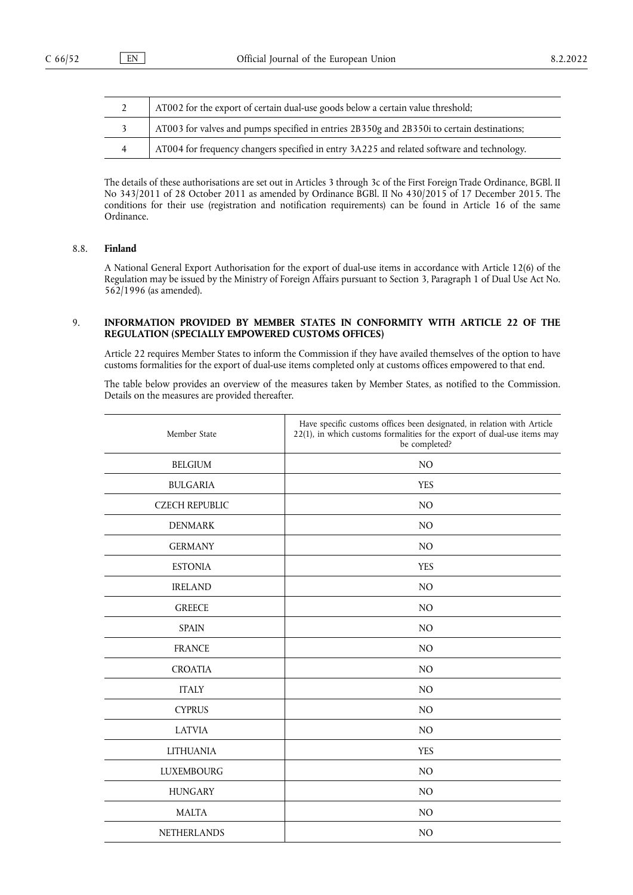| | |
|---|---|
| 2 | AT002 for the export of certain dual-use goods below a certain value threshold; |
| 3 | AT003 for valves and pumps specified in entries 2B350g and 2B350i to certain destinations; |
| 4 | AT004 for frequency changers specified in entry 3A225 and related software and technology. |

The details of these authorisations are set out in Articles 3 through 3c of the First Foreign Trade Ordinance, BGBl. II No 343/2011 of 28 October 2011 as amended by Ordinance BGBl. II No 430/2015 of 17 December 2015. The conditions for their use (registration and notification requirements) can be found in Article 16 of the same Ordinance.

### 8.8. **Finland**

A National General Export Authorisation for the export of dual-use items in accordance with Article 12(6) of the Regulation may be issued by the Ministry of Foreign Affairs pursuant to Section 3, Paragraph 1 of Dual Use Act No. 562/1996 (as amended).

## 9. **INFORMATION PROVIDED BY MEMBER STATES IN CONFORMITY WITH ARTICLE 22 OF THE REGULATION (SPECIALLY EMPOWERED CUSTOMS OFFICES)**

Article 22 requires Member States to inform the Commission if they have availed themselves of the option to have customs formalities for the export of dual-use items completed only at customs offices empowered to that end.

The table below provides an overview of the measures taken by Member States, as notified to the Commission. Details on the measures are provided thereafter.

| Member State | Have specific customs offices been designated, in relation with Article 22(1), in which customs formalities for the export of dual-use items may be completed? |
|---|---|
| BELGIUM | NO |
| BULGARIA | YES |
| CZECH REPUBLIC | NO |
| DENMARK | NO |
| GERMANY | NO |
| ESTONIA | YES |
| IRELAND | NO |
| GREECE | NO |
| SPAIN | NO |
| FRANCE | NO |
| CROATIA | NO |
| ITALY | NO |
| CYPRUS | NO |
| LATVIA | NO |
| LITHUANIA | YES |
| LUXEMBOURG | NO |
| HUNGARY | NO |
| MALTA | NO |
| NETHERLANDS | NO |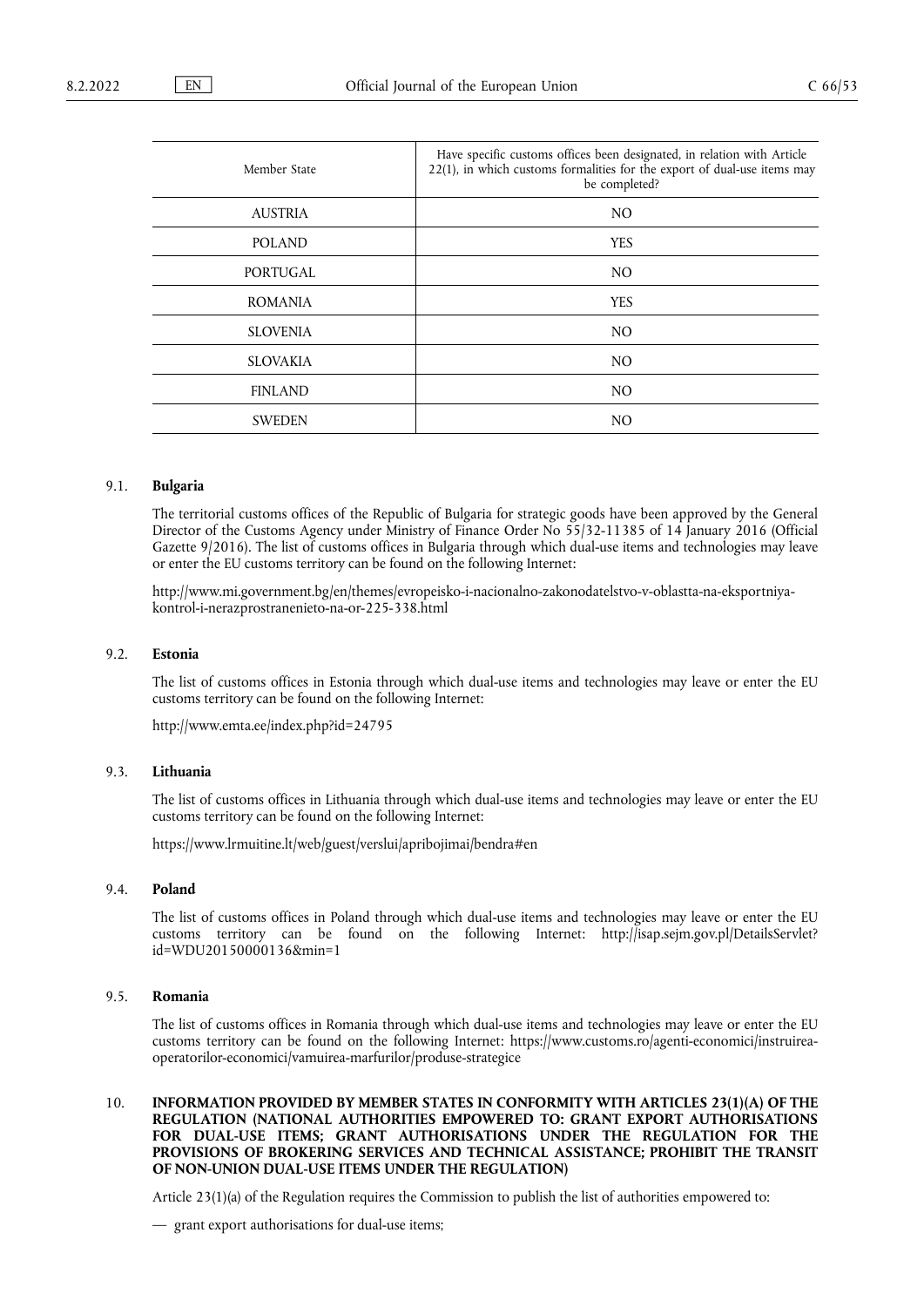| Member State | Have specific customs offices been designated, in relation with Article 22(1), in which customs formalities for the export of dual-use items may be completed? |
| --- | --- |
| AUSTRIA | NO |
| POLAND | YES |
| PORTUGAL | NO |
| ROMANIA | YES |
| SLOVENIA | NO |
| SLOVAKIA | NO |
| FINLAND | NO |
| SWEDEN | NO |

### 9.1. **Bulgaria**

The territorial customs offices of the Republic of Bulgaria for strategic goods have been approved by the General Director of the Customs Agency under Ministry of Finance Order No 55/32-11385 of 14 January 2016 (Official Gazette 9/2016). The list of customs offices in Bulgaria through which dual-use items and technologies may leave or enter the EU customs territory can be found on the following Internet:

http://www.mi.government.bg/en/themes/evropeisko-i-nacionalno-zakonodatelstvo-v-oblastta-na-eksportniya-kontrol-i-nerazprostranenieto-na-or-225-338.html

### 9.2. **Estonia**

The list of customs offices in Estonia through which dual-use items and technologies may leave or enter the EU customs territory can be found on the following Internet:

http://www.emta.ee/index.php?id=24795

### 9.3. **Lithuania**

The list of customs offices in Lithuania through which dual-use items and technologies may leave or enter the EU customs territory can be found on the following Internet:

https://www.lrmuitine.lt/web/guest/verslui/apribojimai/bendra#en

### 9.4. **Poland**

The list of customs offices in Poland through which dual-use items and technologies may leave or enter the EU customs territory can be found on the following Internet: http://isap.sejm.gov.pl/DetailsServlet?id=WDU20150000136&min=1

### 9.5. **Romania**

The list of customs offices in Romania through which dual-use items and technologies may leave or enter the EU customs territory can be found on the following Internet: https://www.customs.ro/agenti-economici/instruirea-operatorilor-economici/vamuirea-marfurilor/produse-strategice

## 10. **INFORMATION PROVIDED BY MEMBER STATES IN CONFORMITY WITH ARTICLES 23(1)(A) OF THE REGULATION (NATIONAL AUTHORITIES EMPOWERED TO: GRANT EXPORT AUTHORISATIONS FOR DUAL-USE ITEMS; GRANT AUTHORISATIONS UNDER THE REGULATION FOR THE PROVISIONS OF BROKERING SERVICES AND TECHNICAL ASSISTANCE; PROHIBIT THE TRANSIT OF NON-UNION DUAL-USE ITEMS UNDER THE REGULATION)**

Article 23(1)(a) of the Regulation requires the Commission to publish the list of authorities empowered to:

— grant export authorisations for dual-use items;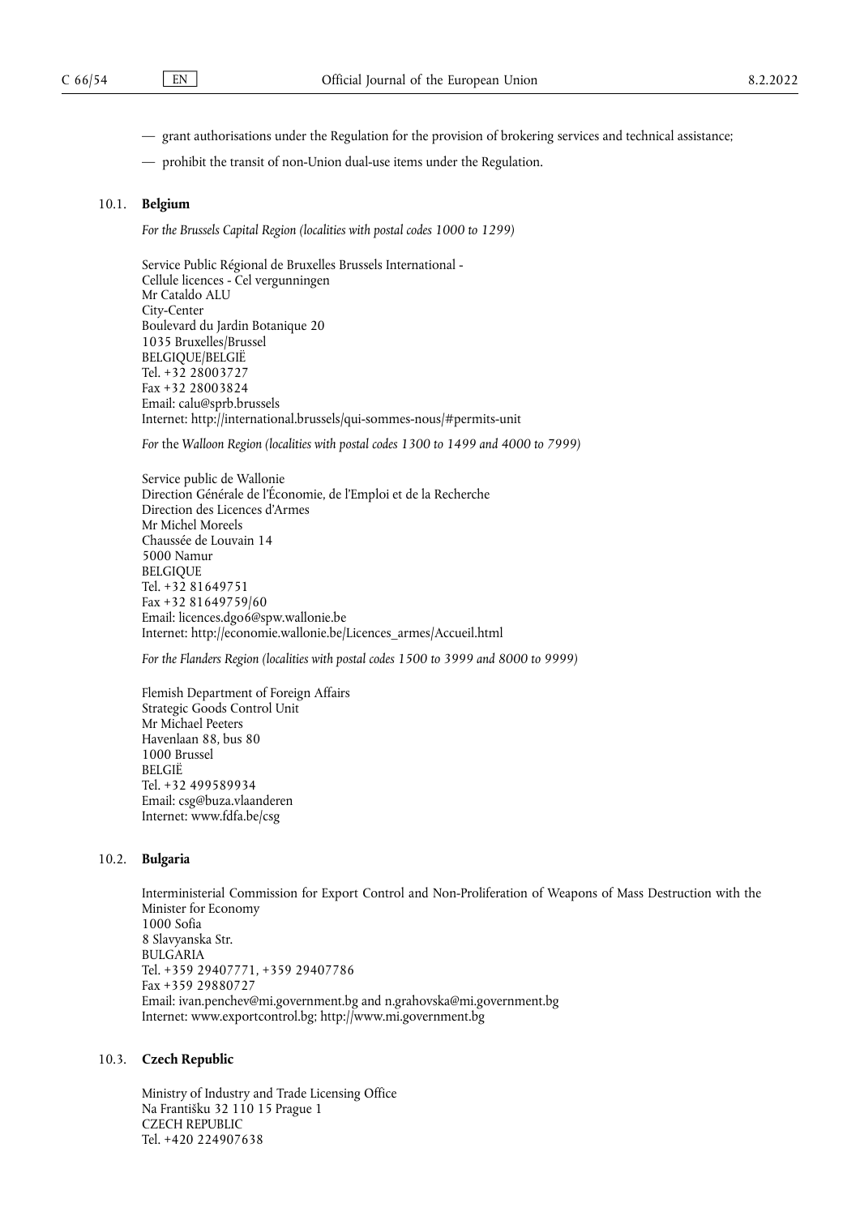— grant authorisations under the Regulation for the provision of brokering services and technical assistance;

— prohibit the transit of non-Union dual-use items under the Regulation.

### 10.1. **Belgium**

*For the Brussels Capital Region (localities with postal codes 1000 to 1299)*

Service Public Régional de Bruxelles Brussels International -
Cellule licences - Cel vergunningen
Mr Cataldo ALU
City-Center
Boulevard du Jardin Botanique 20
1035 Bruxelles/Brussel
BELGIQUE/BELGIË
Tel. +32 28003727
Fax +32 28003824
Email: calu@sprb.brussels
Internet: http://international.brussels/qui-sommes-nous/#permits-unit

*For* the *Walloon Region (localities with postal codes 1300 to 1499 and 4000 to 7999)*

Service public de Wallonie
Direction Générale de l'Économie, de l'Emploi et de la Recherche
Direction des Licences d'Armes
Mr Michel Moreels
Chaussée de Louvain 14
5000 Namur
BELGIQUE
Tel. +32 81649751
Fax +32 81649759/60
Email: licences.dgo6@spw.wallonie.be
Internet: http://economie.wallonie.be/Licences_armes/Accueil.html

*For the Flanders Region (localities with postal codes 1500 to 3999 and 8000 to 9999)*

Flemish Department of Foreign Affairs
Strategic Goods Control Unit
Mr Michael Peeters
Havenlaan 88, bus 80
1000 Brussel
BELGIË
Tel. +32 499589934
Email: csg@buza.vlaanderen
Internet: www.fdfa.be/csg

### 10.2. **Bulgaria**

Interministerial Commission for Export Control and Non-Proliferation of Weapons of Mass Destruction with the Minister for Economy
1000 Sofia
8 Slavyanska Str.
BULGARIA
Tel. +359 29407771, +359 29407786
Fax +359 29880727
Email: ivan.penchev@mi.government.bg and n.grahovska@mi.government.bg
Internet: www.exportcontrol.bg; http://www.mi.government.bg

### 10.3. **Czech Republic**

Ministry of Industry and Trade Licensing Office
Na Františku 32 110 15 Prague 1
CZECH REPUBLIC
Tel. +420 224907638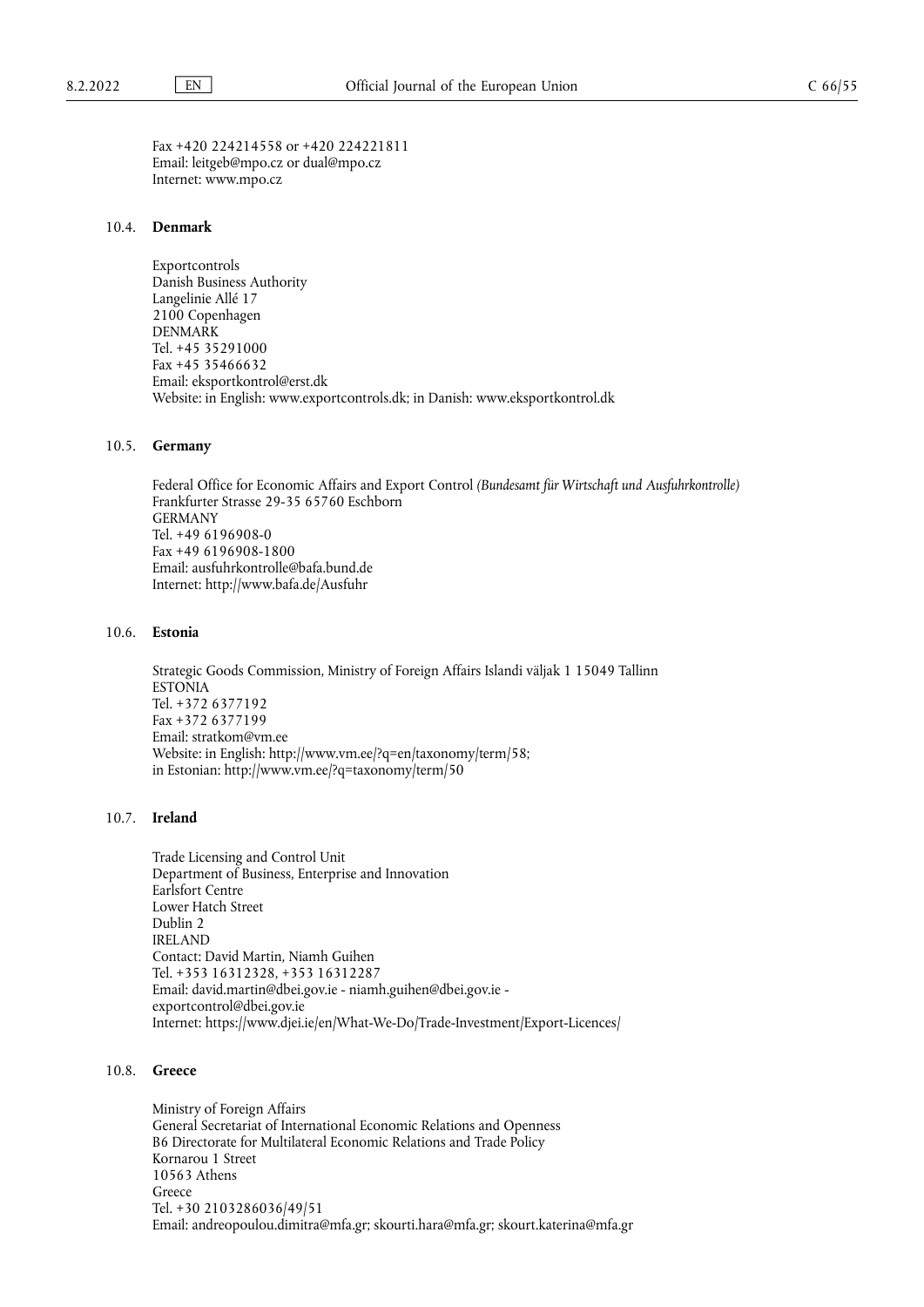Fax +420 224214558 or +420 224221811
Email: leitgeb@mpo.cz or dual@mpo.cz
Internet: www.mpo.cz

### 10.4. **Denmark**

Exportcontrols
Danish Business Authority
Langelinie Allé 17
2100 Copenhagen
DENMARK
Tel. +45 35291000
Fax +45 35466632
Email: eksportkontrol@erst.dk
Website: in English: www.exportcontrols.dk; in Danish: www.eksportkontrol.dk

### 10.5. **Germany**

Federal Office for Economic Affairs and Export Control *(Bundesamt für Wirtschaft und Ausfuhrkontrolle)*
Frankfurter Strasse 29-35 65760 Eschborn
GERMANY
Tel. +49 6196908-0
Fax +49 6196908-1800
Email: ausfuhrkontrolle@bafa.bund.de
Internet: http://www.bafa.de/Ausfuhr

### 10.6. **Estonia**

Strategic Goods Commission, Ministry of Foreign Affairs Islandi väljak 1 15049 Tallinn
ESTONIA
Tel. +372 6377192
Fax +372 6377199
Email: stratkom@vm.ee
Website: in English: http://www.vm.ee/?q=en/taxonomy/term/58;
in Estonian: http://www.vm.ee/?q=taxonomy/term/50

### 10.7. **Ireland**

Trade Licensing and Control Unit
Department of Business, Enterprise and Innovation
Earlsfort Centre
Lower Hatch Street
Dublin 2
IRELAND
Contact: David Martin, Niamh Guihen
Tel. +353 16312328, +353 16312287
Email: david.martin@dbei.gov.ie - niamh.guihen@dbei.gov.ie -
exportcontrol@dbei.gov.ie
Internet: https://www.djei.ie/en/What-We-Do/Trade-Investment/Export-Licences/

### 10.8. **Greece**

Ministry of Foreign Affairs
General Secretariat of International Economic Relations and Openness
B6 Directorate for Multilateral Economic Relations and Trade Policy
Kornarou 1 Street
10563 Athens
Greece
Tel. +30 2103286036/49/51
Email: andreopoulou.dimitra@mfa.gr; skourti.hara@mfa.gr; skourt.katerina@mfa.gr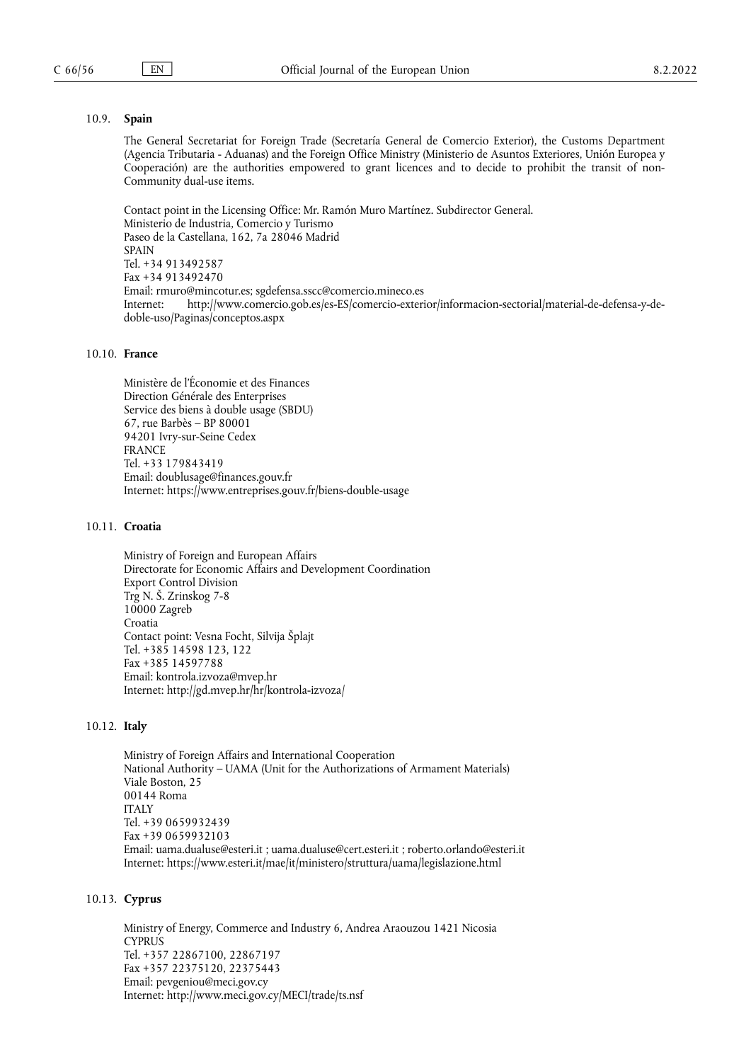### 10.9. **Spain**

The General Secretariat for Foreign Trade (Secretaría General de Comercio Exterior), the Customs Department (Agencia Tributaria - Aduanas) and the Foreign Office Ministry (Ministerio de Asuntos Exteriores, Unión Europea y Cooperación) are the authorities empowered to grant licences and to decide to prohibit the transit of non-Community dual-use items.

Contact point in the Licensing Office: Mr. Ramón Muro Martínez. Subdirector General.
Ministerio de Industria, Comercio y Turismo
Paseo de la Castellana, 162, 7a 28046 Madrid
SPAIN
Tel. +34 913492587
Fax +34 913492470
Email: rmuro@mincotur.es; sgdefensa.sscc@comercio.mineco.es
Internet: http://www.comercio.gob.es/es-ES/comercio-exterior/informacion-sectorial/material-de-defensa-y-de-doble-uso/Paginas/conceptos.aspx

### 10.10. **France**

Ministère de l'Économie et des Finances
Direction Générale des Enterprises
Service des biens à double usage (SBDU)
67, rue Barbès – BP 80001
94201 Ivry-sur-Seine Cedex
FRANCE
Tel. +33 179843419
Email: doublusage@finances.gouv.fr
Internet: https://www.entreprises.gouv.fr/biens-double-usage

### 10.11. **Croatia**

Ministry of Foreign and European Affairs
Directorate for Economic Affairs and Development Coordination
Export Control Division
Trg N. Š. Zrinskog 7-8
10000 Zagreb
Croatia
Contact point: Vesna Focht, Silvija Šplajt
Tel. +385 14598 123, 122
Fax +385 14597788
Email: kontrola.izvoza@mvep.hr
Internet: http://gd.mvep.hr/hr/kontrola-izvoza/

### 10.12. **Italy**

Ministry of Foreign Affairs and International Cooperation
National Authority – UAMA (Unit for the Authorizations of Armament Materials)
Viale Boston, 25
00144 Roma
ITALY
Tel. +39 0659932439
Fax +39 0659932103
Email: uama.dualuse@esteri.it ; uama.dualuse@cert.esteri.it ; roberto.orlando@esteri.it
Internet: https://www.esteri.it/mae/it/ministero/struttura/uama/legislazione.html

### 10.13. **Cyprus**

Ministry of Energy, Commerce and Industry 6, Andrea Araouzou 1421 Nicosia
CYPRUS
Tel. +357 22867100, 22867197
Fax +357 22375120, 22375443
Email: pevgeniou@meci.gov.cy
Internet: http://www.meci.gov.cy/MECI/trade/ts.nsf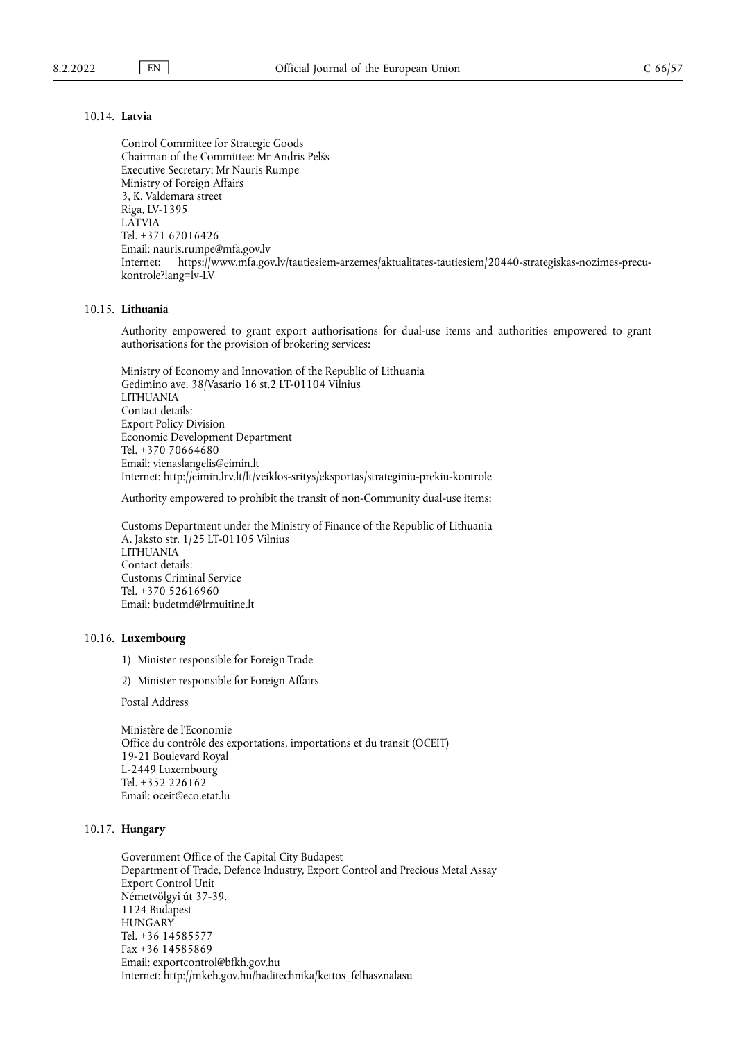### 10.14. **Latvia**

Control Committee for Strategic Goods
Chairman of the Committee: Mr Andris Pelšs
Executive Secretary: Mr Nauris Rumpe
Ministry of Foreign Affairs
3, K. Valdemara street
Riga, LV-1395
LATVIA
Tel. +371 67016426
Email: nauris.rumpe@mfa.gov.lv
Internet: https://www.mfa.gov.lv/tautiesiem-arzemes/aktualitates-tautiesiem/20440-strategiskas-nozimes-precu-kontrole?lang=lv-LV

### 10.15. **Lithuania**

Authority empowered to grant export authorisations for dual-use items and authorities empowered to grant authorisations for the provision of brokering services:

Ministry of Economy and Innovation of the Republic of Lithuania
Gedimino ave. 38/Vasario 16 st.2 LT-01104 Vilnius
LITHUANIA
Contact details:
Export Policy Division
Economic Development Department
Tel. +370 70664680
Email: vienaslangelis@eimin.lt
Internet: http://eimin.lrv.lt/lt/veiklos-sritys/eksportas/strateginiu-prekiu-kontrole

Authority empowered to prohibit the transit of non-Community dual-use items:

Customs Department under the Ministry of Finance of the Republic of Lithuania
A. Jaksto str. 1/25 LT-01105 Vilnius
LITHUANIA
Contact details:
Customs Criminal Service
Tel. +370 52616960
Email: budetmd@lrmuitine.lt

### 10.16. **Luxembourg**

1) Minister responsible for Foreign Trade

2) Minister responsible for Foreign Affairs

Postal Address

Ministère de l'Economie
Office du contrôle des exportations, importations et du transit (OCEIT)
19-21 Boulevard Royal
L-2449 Luxembourg
Tel. +352 226162
Email: oceit@eco.etat.lu

### 10.17. **Hungary**

Government Office of the Capital City Budapest
Department of Trade, Defence Industry, Export Control and Precious Metal Assay
Export Control Unit
Németvölgyi út 37-39.
1124 Budapest
HUNGARY
Tel. +36 14585577
Fax +36 14585869
Email: exportcontrol@bfkh.gov.hu
Internet: http://mkeh.gov.hu/haditechnika/kettos_felhasznalasu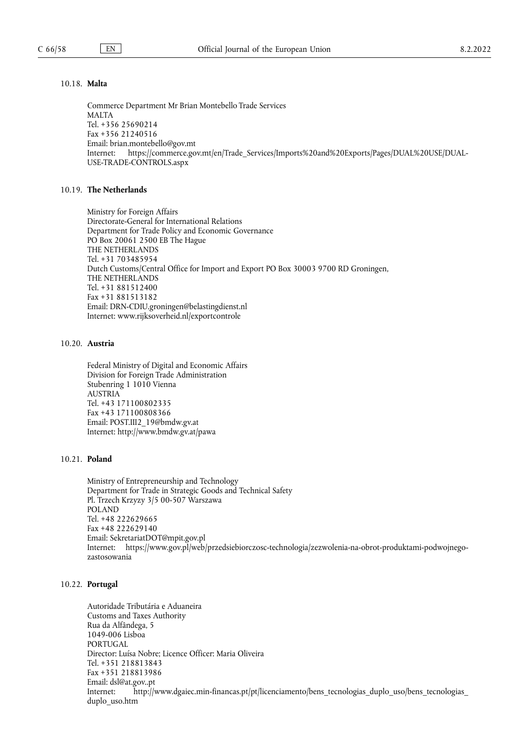### 10.18. **Malta**

Commerce Department Mr Brian Montebello Trade Services
MALTA
Tel. +356 25690214
Fax +356 21240516
Email: brian.montebello@gov.mt
Internet: https://commerce.gov.mt/en/Trade_Services/Imports%20and%20Exports/Pages/DUAL%20USE/DUAL-USE-TRADE-CONTROLS.aspx

### 10.19. **The Netherlands**

Ministry for Foreign Affairs
Directorate-General for International Relations
Department for Trade Policy and Economic Governance
PO Box 20061 2500 EB The Hague
THE NETHERLANDS
Tel. +31 703485954
Dutch Customs/Central Office for Import and Export PO Box 30003 9700 RD Groningen,
THE NETHERLANDS
Tel. +31 881512400
Fax +31 881513182
Email: DRN-CDIU.groningen@belastingdienst.nl
Internet: www.rijksoverheid.nl/exportcontrole

### 10.20. **Austria**

Federal Ministry of Digital and Economic Affairs
Division for Foreign Trade Administration
Stubenring 1 1010 Vienna
AUSTRIA
Tel. +43 171100802335
Fax +43 171100808366
Email: POST.III2_19@bmdw.gv.at
Internet: http://www.bmdw.gv.at/pawa

### 10.21. **Poland**

Ministry of Entrepreneurship and Technology
Department for Trade in Strategic Goods and Technical Safety
Pl. Trzech Krzyzy 3/5 00-507 Warszawa
POLAND
Tel. +48 222629665
Fax +48 222629140
Email: SekretariatDOT@mpit.gov.pl
Internet: https://www.gov.pl/web/przedsiebiorczosc-technologia/zezwolenia-na-obrot-produktami-podwojnego-zastosowania

### 10.22. **Portugal**

Autoridade Tributária e Aduaneira
Customs and Taxes Authority
Rua da Alfândega, 5
1049-006 Lisboa
PORTUGAL
Director: Luísa Nobre; Licence Officer: Maria Oliveira
Tel. +351 218813843
Fax +351 218813986
Email: dsl@at.gov..pt
Internet: http://www.dgaiec.min-financas.pt/pt/licenciamento/bens_tecnologias_duplo_uso/bens_tecnologias_duplo_uso.htm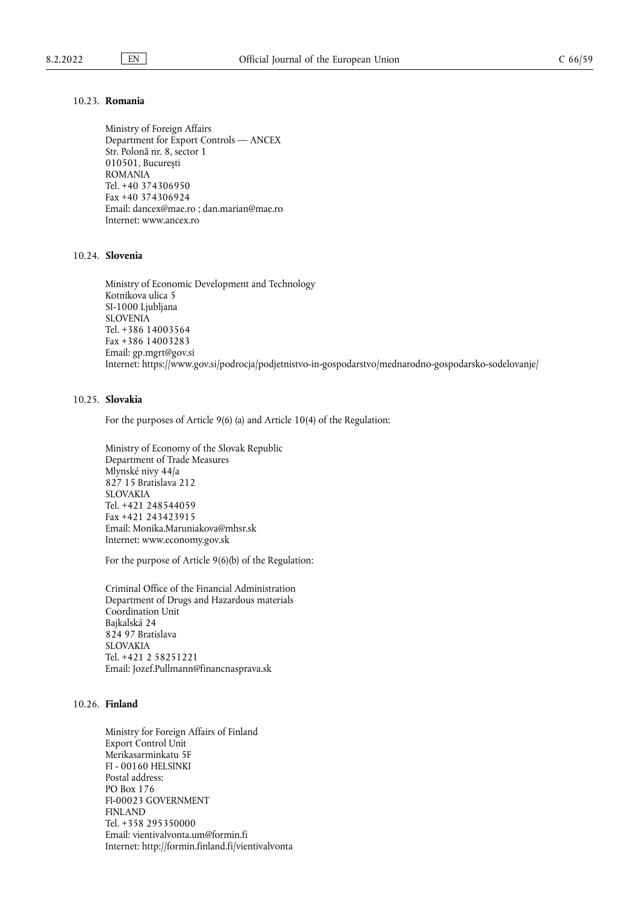### 10.23. **Romania**

Ministry of Foreign Affairs
Department for Export Controls — ANCEX
Str. Polonă nr. 8, sector 1
010501, Bucureşti
ROMANIA
Tel. +40 374306950
Fax +40 374306924
Email: dancex@mae.ro ; dan.marian@mae.ro
Internet: www.ancex.ro

### 10.24. **Slovenia**

Ministry of Economic Development and Technology
Kotnikova ulica 5
SI-1000 Ljubljana
SLOVENIA
Tel. +386 14003564
Fax +386 14003283
Email: gp.mgrt@gov.si
Internet: https://www.gov.si/podrocja/podjetnistvo-in-gospodarstvo/mednarodno-gospodarsko-sodelovanje/

### 10.25. **Slovakia**

For the purposes of Article 9(6) (a) and Article 10(4) of the Regulation:

Ministry of Economy of the Slovak Republic
Department of Trade Measures
Mlynské nivy 44/a
827 15 Bratislava 212
SLOVAKIA
Tel. +421 248544059
Fax +421 243423915
Email: Monika.Maruniakova@mhsr.sk
Internet: www.economy.gov.sk

For the purpose of Article 9(6)(b) of the Regulation:

Criminal Office of the Financial Administration
Department of Drugs and Hazardous materials
Coordination Unit
Bajkalská 24
824 97 Bratislava
SLOVAKIA
Tel. +421 2 58251221
Email: Jozef.Pullmann@financnasprava.sk

### 10.26. **Finland**

Ministry for Foreign Affairs of Finland
Export Control Unit
Merikasarminkatu 5F
FI - 00160 HELSINKI
Postal address:
PO Box 176
FI-00023 GOVERNMENT
FINLAND
Tel. +358 295350000
Email: vientivalvonta.um@formin.fi
Internet: http://formin.finland.fi/vientivalvonta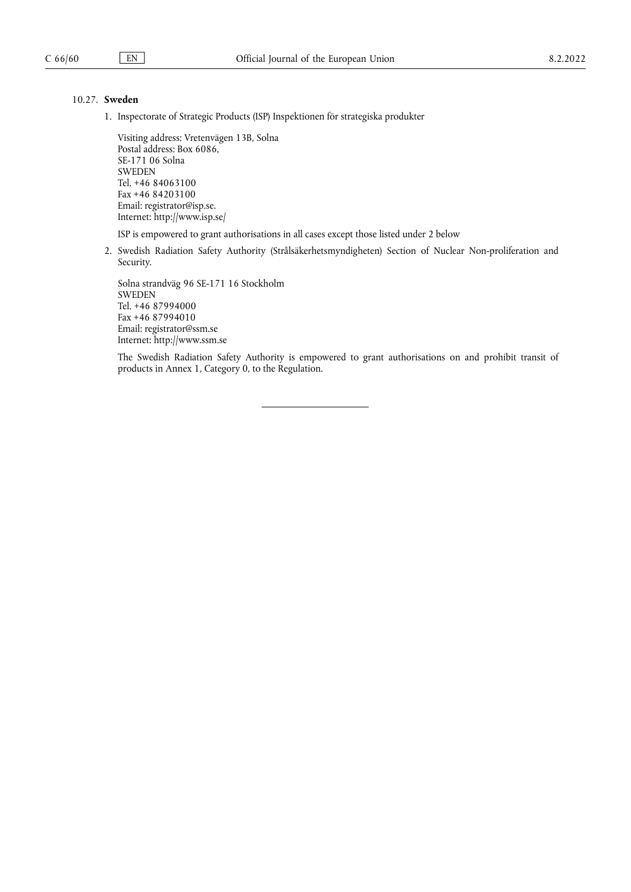### 10.27. **Sweden**

1. Inspectorate of Strategic Products (ISP) Inspektionen för strategiska produkter

   Visiting address: Vretenvägen 13B, Solna
   Postal address: Box 6086,
   SE-171 06 Solna
   SWEDEN
   Tel. +46 84063100
   Fax +46 84203100
   Email: registrator@isp.se.
   Internet: http://www.isp.se/

   ISP is empowered to grant authorisations in all cases except those listed under 2 below

2. Swedish Radiation Safety Authority (Strålsäkerhetsmyndigheten) Section of Nuclear Non-proliferation and Security.

   Solna strandväg 96 SE-171 16 Stockholm
   SWEDEN
   Tel. +46 87994000
   Fax +46 87994010
   Email: registrator@ssm.se
   Internet: http://www.ssm.se

   The Swedish Radiation Safety Authority is empowered to grant authorisations on and prohibit transit of products in Annex 1, Category 0, to the Regulation.